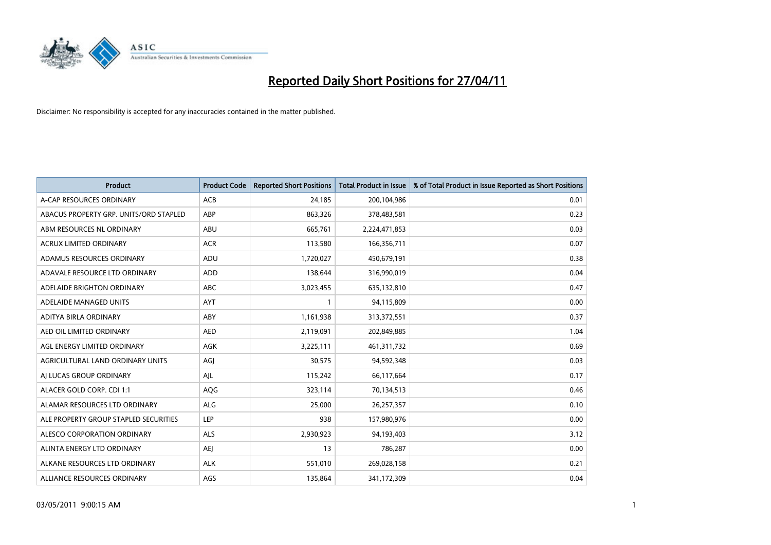# Reported Daily Short Positions for 27/04/11

Disclaimer: No responsibility is accepted for any inaccuracies contained in the matter published.

| Product | Product Code | Reported Short Positions | Total Product in Issue | % of Total Product in Issue Reported as Short Positions |
|---|---|---|---|---|
| A-CAP RESOURCES ORDINARY | ACB | 24,185 | 200,104,986 | 0.01 |
| ABACUS PROPERTY GRP. UNITS/ORD STAPLED | ABP | 863,326 | 378,483,581 | 0.23 |
| ABM RESOURCES NL ORDINARY | ABU | 665,761 | 2,224,471,853 | 0.03 |
| ACRUX LIMITED ORDINARY | ACR | 113,580 | 166,356,711 | 0.07 |
| ADAMUS RESOURCES ORDINARY | ADU | 1,720,027 | 450,679,191 | 0.38 |
| ADAVALE RESOURCE LTD ORDINARY | ADD | 138,644 | 316,990,019 | 0.04 |
| ADELAIDE BRIGHTON ORDINARY | ABC | 3,023,455 | 635,132,810 | 0.47 |
| ADELAIDE MANAGED UNITS | AYT | 1 | 94,115,809 | 0.00 |
| ADITYA BIRLA ORDINARY | ABY | 1,161,938 | 313,372,551 | 0.37 |
| AED OIL LIMITED ORDINARY | AED | 2,119,091 | 202,849,885 | 1.04 |
| AGL ENERGY LIMITED ORDINARY | AGK | 3,225,111 | 461,311,732 | 0.69 |
| AGRICULTURAL LAND ORDINARY UNITS | AGJ | 30,575 | 94,592,348 | 0.03 |
| AJ LUCAS GROUP ORDINARY | AJL | 115,242 | 66,117,664 | 0.17 |
| ALACER GOLD CORP. CDI 1:1 | AQG | 323,114 | 70,134,513 | 0.46 |
| ALAMAR RESOURCES LTD ORDINARY | ALG | 25,000 | 26,257,357 | 0.10 |
| ALE PROPERTY GROUP STAPLED SECURITIES | LEP | 938 | 157,980,976 | 0.00 |
| ALESCO CORPORATION ORDINARY | ALS | 2,930,923 | 94,193,403 | 3.12 |
| ALINTA ENERGY LTD ORDINARY | AEJ | 13 | 786,287 | 0.00 |
| ALKANE RESOURCES LTD ORDINARY | ALK | 551,010 | 269,028,158 | 0.21 |
| ALLIANCE RESOURCES ORDINARY | AGS | 135,864 | 341,172,309 | 0.04 |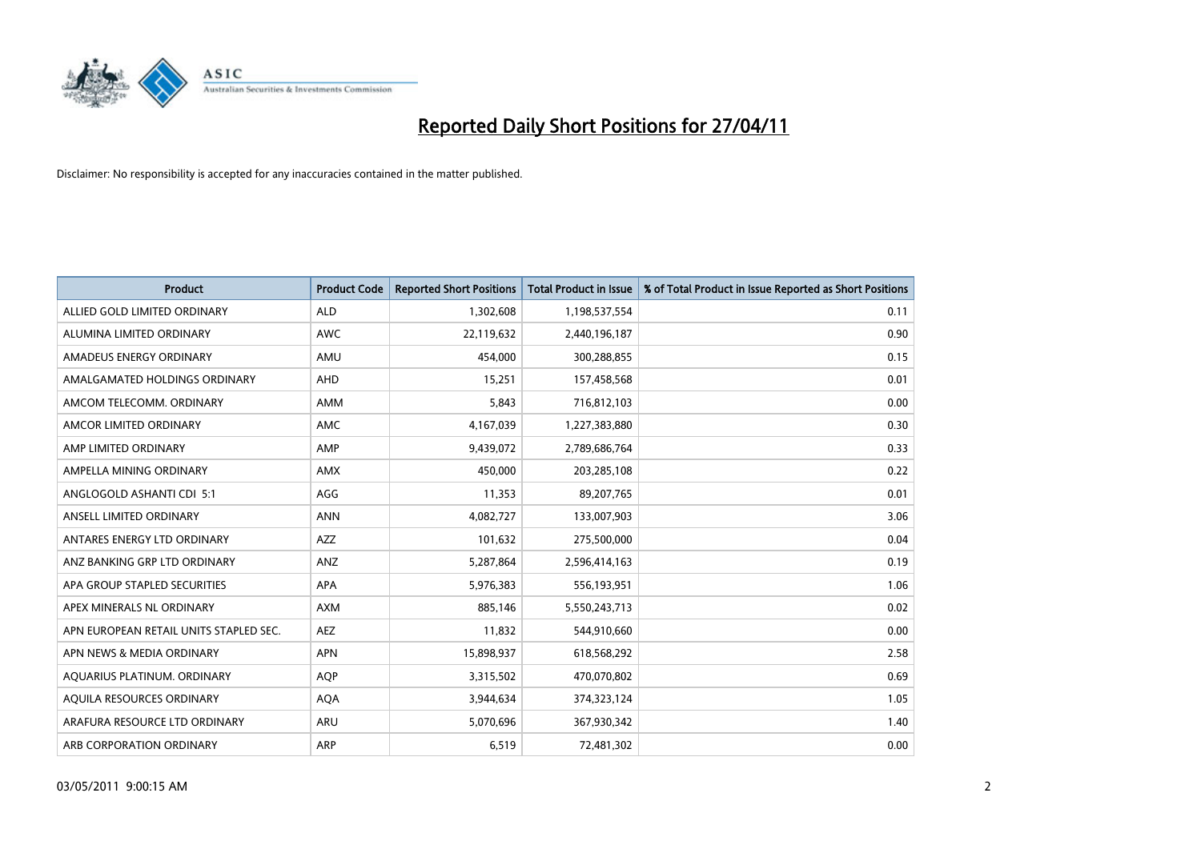# Reported Daily Short Positions for 27/04/11

Disclaimer: No responsibility is accepted for any inaccuracies contained in the matter published.

| Product | Product Code | Reported Short Positions | Total Product in Issue | % of Total Product in Issue Reported as Short Positions |
|---|---|---|---|---|
| ALLIED GOLD LIMITED ORDINARY | ALD | 1,302,608 | 1,198,537,554 | 0.11 |
| ALUMINA LIMITED ORDINARY | AWC | 22,119,632 | 2,440,196,187 | 0.90 |
| AMADEUS ENERGY ORDINARY | AMU | 454,000 | 300,288,855 | 0.15 |
| AMALGAMATED HOLDINGS ORDINARY | AHD | 15,251 | 157,458,568 | 0.01 |
| AMCOM TELECOMM. ORDINARY | AMM | 5,843 | 716,812,103 | 0.00 |
| AMCOR LIMITED ORDINARY | AMC | 4,167,039 | 1,227,383,880 | 0.30 |
| AMP LIMITED ORDINARY | AMP | 9,439,072 | 2,789,686,764 | 0.33 |
| AMPELLA MINING ORDINARY | AMX | 450,000 | 203,285,108 | 0.22 |
| ANGLOGOLD ASHANTI CDI 5:1 | AGG | 11,353 | 89,207,765 | 0.01 |
| ANSELL LIMITED ORDINARY | ANN | 4,082,727 | 133,007,903 | 3.06 |
| ANTARES ENERGY LTD ORDINARY | AZZ | 101,632 | 275,500,000 | 0.04 |
| ANZ BANKING GRP LTD ORDINARY | ANZ | 5,287,864 | 2,596,414,163 | 0.19 |
| APA GROUP STAPLED SECURITIES | APA | 5,976,383 | 556,193,951 | 1.06 |
| APEX MINERALS NL ORDINARY | AXM | 885,146 | 5,550,243,713 | 0.02 |
| APN EUROPEAN RETAIL UNITS STAPLED SEC. | AEZ | 11,832 | 544,910,660 | 0.00 |
| APN NEWS & MEDIA ORDINARY | APN | 15,898,937 | 618,568,292 | 2.58 |
| AQUARIUS PLATINUM. ORDINARY | AQP | 3,315,502 | 470,070,802 | 0.69 |
| AQUILA RESOURCES ORDINARY | AQA | 3,944,634 | 374,323,124 | 1.05 |
| ARAFURA RESOURCE LTD ORDINARY | ARU | 5,070,696 | 367,930,342 | 1.40 |
| ARB CORPORATION ORDINARY | ARP | 6,519 | 72,481,302 | 0.00 |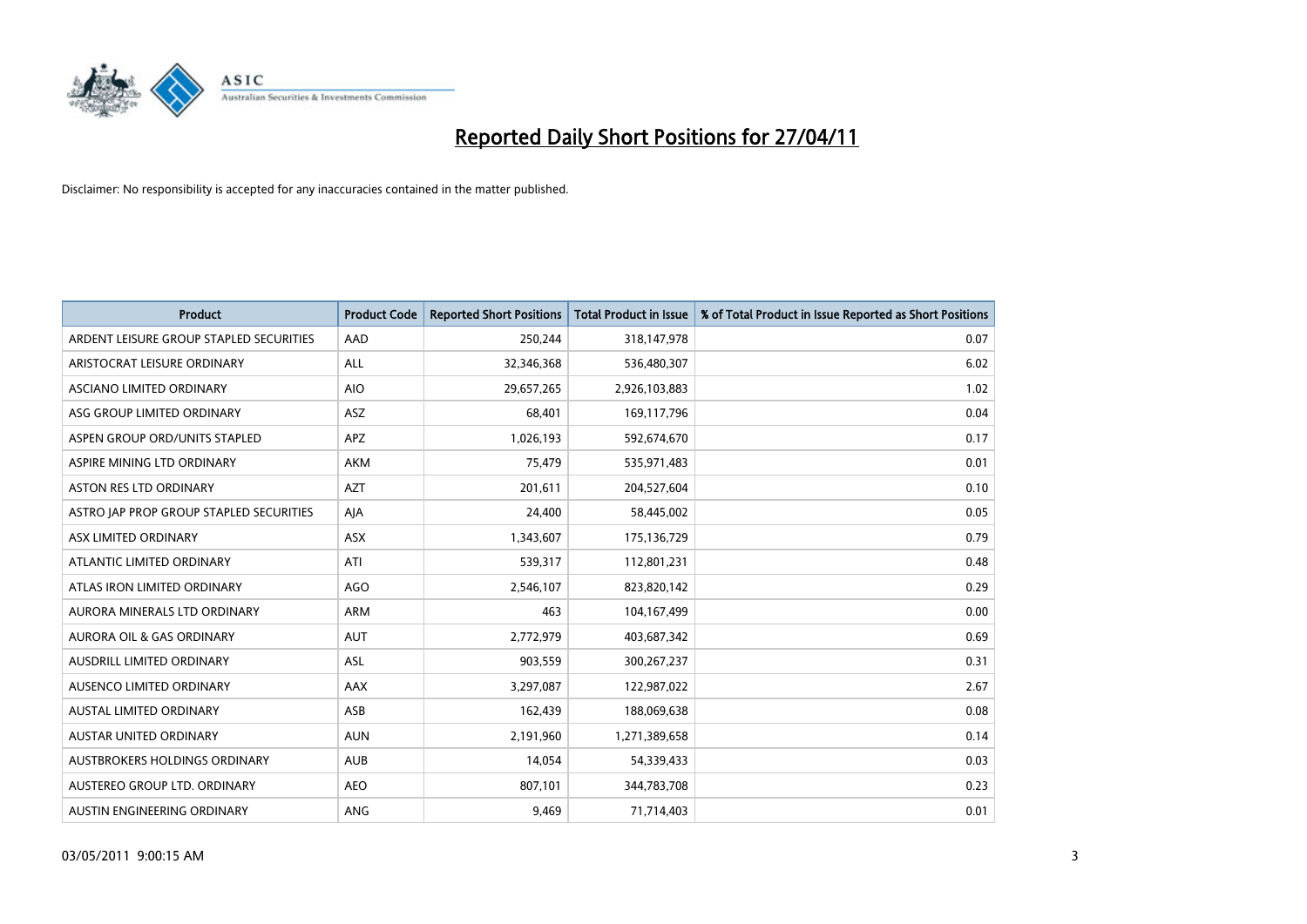# Reported Daily Short Positions for 27/04/11

Disclaimer: No responsibility is accepted for any inaccuracies contained in the matter published.

| Product | Product Code | Reported Short Positions | Total Product in Issue | % of Total Product in Issue Reported as Short Positions |
|---|---|---|---|---|
| ARDENT LEISURE GROUP STAPLED SECURITIES | AAD | 250,244 | 318,147,978 | 0.07 |
| ARISTOCRAT LEISURE ORDINARY | ALL | 32,346,368 | 536,480,307 | 6.02 |
| ASCIANO LIMITED ORDINARY | AIO | 29,657,265 | 2,926,103,883 | 1.02 |
| ASG GROUP LIMITED ORDINARY | ASZ | 68,401 | 169,117,796 | 0.04 |
| ASPEN GROUP ORD/UNITS STAPLED | APZ | 1,026,193 | 592,674,670 | 0.17 |
| ASPIRE MINING LTD ORDINARY | AKM | 75,479 | 535,971,483 | 0.01 |
| ASTON RES LTD ORDINARY | AZT | 201,611 | 204,527,604 | 0.10 |
| ASTRO JAP PROP GROUP STAPLED SECURITIES | AJA | 24,400 | 58,445,002 | 0.05 |
| ASX LIMITED ORDINARY | ASX | 1,343,607 | 175,136,729 | 0.79 |
| ATLANTIC LIMITED ORDINARY | ATI | 539,317 | 112,801,231 | 0.48 |
| ATLAS IRON LIMITED ORDINARY | AGO | 2,546,107 | 823,820,142 | 0.29 |
| AURORA MINERALS LTD ORDINARY | ARM | 463 | 104,167,499 | 0.00 |
| AURORA OIL & GAS ORDINARY | AUT | 2,772,979 | 403,687,342 | 0.69 |
| AUSDRILL LIMITED ORDINARY | ASL | 903,559 | 300,267,237 | 0.31 |
| AUSENCO LIMITED ORDINARY | AAX | 3,297,087 | 122,987,022 | 2.67 |
| AUSTAL LIMITED ORDINARY | ASB | 162,439 | 188,069,638 | 0.08 |
| AUSTAR UNITED ORDINARY | AUN | 2,191,960 | 1,271,389,658 | 0.14 |
| AUSTBROKERS HOLDINGS ORDINARY | AUB | 14,054 | 54,339,433 | 0.03 |
| AUSTEREO GROUP LTD. ORDINARY | AEO | 807,101 | 344,783,708 | 0.23 |
| AUSTIN ENGINEERING ORDINARY | ANG | 9,469 | 71,714,403 | 0.01 |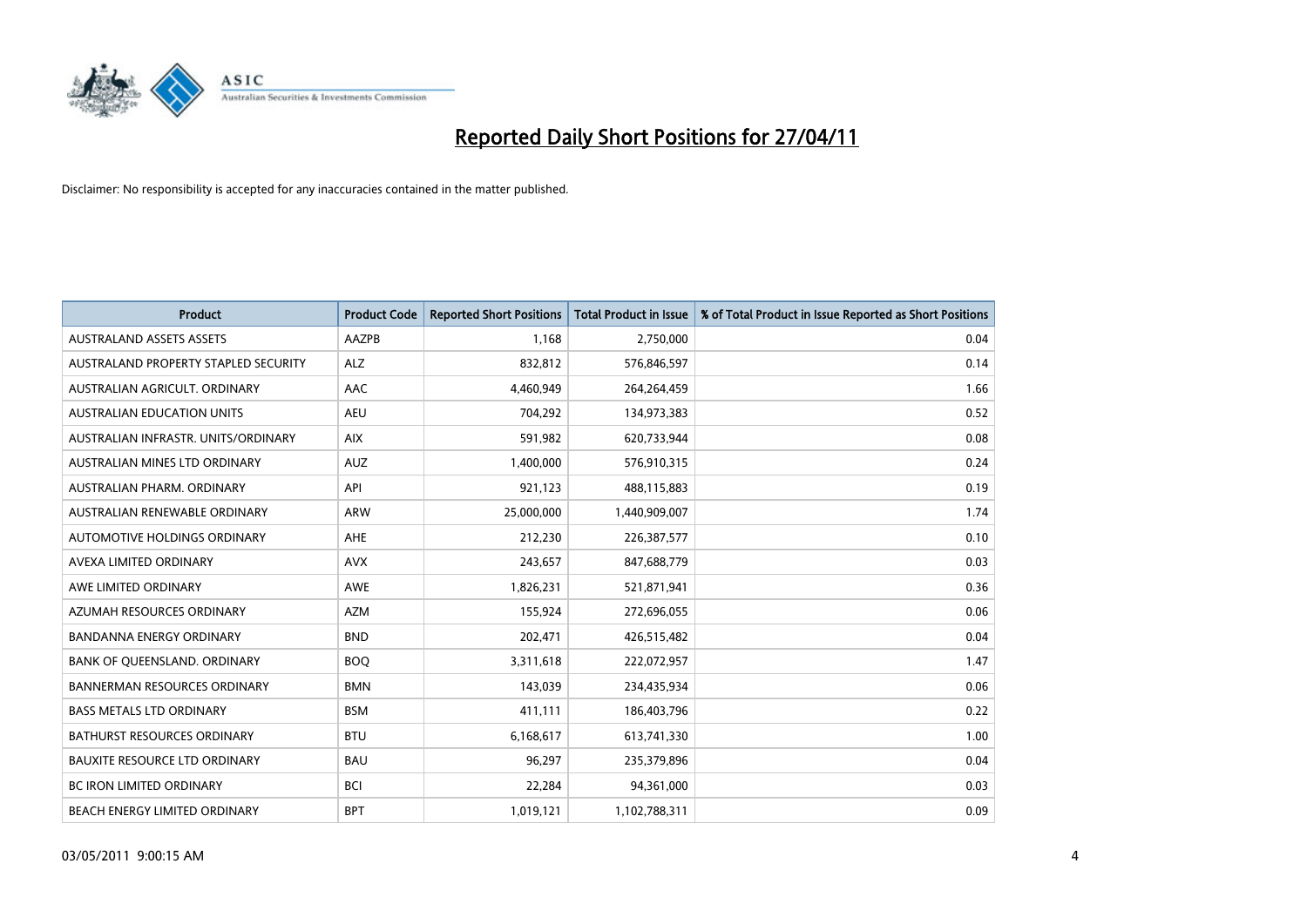# Reported Daily Short Positions for 27/04/11

Disclaimer: No responsibility is accepted for any inaccuracies contained in the matter published.

| Product | Product Code | Reported Short Positions | Total Product in Issue | % of Total Product in Issue Reported as Short Positions |
|---|---|---|---|---|
| AUSTRALAND ASSETS ASSETS | AAZPB | 1,168 | 2,750,000 | 0.04 |
| AUSTRALAND PROPERTY STAPLED SECURITY | ALZ | 832,812 | 576,846,597 | 0.14 |
| AUSTRALIAN AGRICULT. ORDINARY | AAC | 4,460,949 | 264,264,459 | 1.66 |
| AUSTRALIAN EDUCATION UNITS | AEU | 704,292 | 134,973,383 | 0.52 |
| AUSTRALIAN INFRASTR. UNITS/ORDINARY | AIX | 591,982 | 620,733,944 | 0.08 |
| AUSTRALIAN MINES LTD ORDINARY | AUZ | 1,400,000 | 576,910,315 | 0.24 |
| AUSTRALIAN PHARM. ORDINARY | API | 921,123 | 488,115,883 | 0.19 |
| AUSTRALIAN RENEWABLE ORDINARY | ARW | 25,000,000 | 1,440,909,007 | 1.74 |
| AUTOMOTIVE HOLDINGS ORDINARY | AHE | 212,230 | 226,387,577 | 0.10 |
| AVEXA LIMITED ORDINARY | AVX | 243,657 | 847,688,779 | 0.03 |
| AWE LIMITED ORDINARY | AWE | 1,826,231 | 521,871,941 | 0.36 |
| AZUMAH RESOURCES ORDINARY | AZM | 155,924 | 272,696,055 | 0.06 |
| BANDANNA ENERGY ORDINARY | BND | 202,471 | 426,515,482 | 0.04 |
| BANK OF QUEENSLAND. ORDINARY | BOQ | 3,311,618 | 222,072,957 | 1.47 |
| BANNERMAN RESOURCES ORDINARY | BMN | 143,039 | 234,435,934 | 0.06 |
| BASS METALS LTD ORDINARY | BSM | 411,111 | 186,403,796 | 0.22 |
| BATHURST RESOURCES ORDINARY | BTU | 6,168,617 | 613,741,330 | 1.00 |
| BAUXITE RESOURCE LTD ORDINARY | BAU | 96,297 | 235,379,896 | 0.04 |
| BC IRON LIMITED ORDINARY | BCI | 22,284 | 94,361,000 | 0.03 |
| BEACH ENERGY LIMITED ORDINARY | BPT | 1,019,121 | 1,102,788,311 | 0.09 |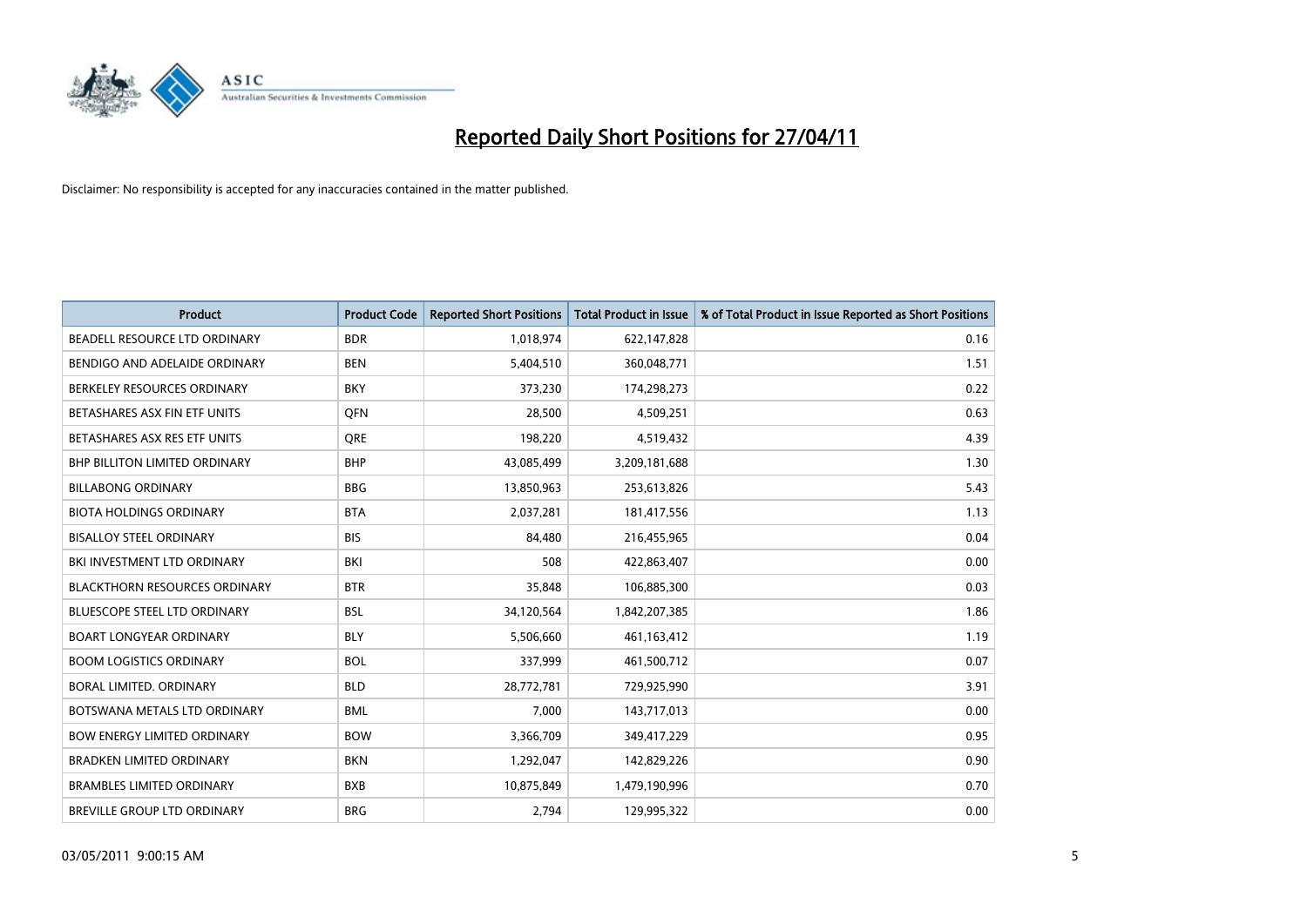# Reported Daily Short Positions for 27/04/11

Disclaimer: No responsibility is accepted for any inaccuracies contained in the matter published.

| Product | Product Code | Reported Short Positions | Total Product in Issue | % of Total Product in Issue Reported as Short Positions |
| --- | --- | --- | --- | --- |
| BEADELL RESOURCE LTD ORDINARY | BDR | 1,018,974 | 622,147,828 | 0.16 |
| BENDIGO AND ADELAIDE ORDINARY | BEN | 5,404,510 | 360,048,771 | 1.51 |
| BERKELEY RESOURCES ORDINARY | BKY | 373,230 | 174,298,273 | 0.22 |
| BETASHARES ASX FIN ETF UNITS | QFN | 28,500 | 4,509,251 | 0.63 |
| BETASHARES ASX RES ETF UNITS | QRE | 198,220 | 4,519,432 | 4.39 |
| BHP BILLITON LIMITED ORDINARY | BHP | 43,085,499 | 3,209,181,688 | 1.30 |
| BILLABONG ORDINARY | BBG | 13,850,963 | 253,613,826 | 5.43 |
| BIOTA HOLDINGS ORDINARY | BTA | 2,037,281 | 181,417,556 | 1.13 |
| BISALLOY STEEL ORDINARY | BIS | 84,480 | 216,455,965 | 0.04 |
| BKI INVESTMENT LTD ORDINARY | BKI | 508 | 422,863,407 | 0.00 |
| BLACKTHORN RESOURCES ORDINARY | BTR | 35,848 | 106,885,300 | 0.03 |
| BLUESCOPE STEEL LTD ORDINARY | BSL | 34,120,564 | 1,842,207,385 | 1.86 |
| BOART LONGYEAR ORDINARY | BLY | 5,506,660 | 461,163,412 | 1.19 |
| BOOM LOGISTICS ORDINARY | BOL | 337,999 | 461,500,712 | 0.07 |
| BORAL LIMITED. ORDINARY | BLD | 28,772,781 | 729,925,990 | 3.91 |
| BOTSWANA METALS LTD ORDINARY | BML | 7,000 | 143,717,013 | 0.00 |
| BOW ENERGY LIMITED ORDINARY | BOW | 3,366,709 | 349,417,229 | 0.95 |
| BRADKEN LIMITED ORDINARY | BKN | 1,292,047 | 142,829,226 | 0.90 |
| BRAMBLES LIMITED ORDINARY | BXB | 10,875,849 | 1,479,190,996 | 0.70 |
| BREVILLE GROUP LTD ORDINARY | BRG | 2,794 | 129,995,322 | 0.00 |

03/05/2011 9:00:15 AM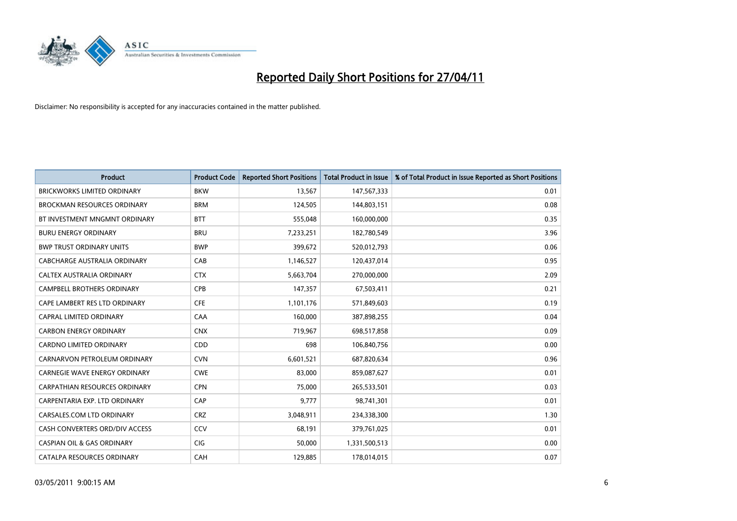# Reported Daily Short Positions for 27/04/11

Disclaimer: No responsibility is accepted for any inaccuracies contained in the matter published.

| Product | Product Code | Reported Short Positions | Total Product in Issue | % of Total Product in Issue Reported as Short Positions |
|---|---|---|---|---|
| BRICKWORKS LIMITED ORDINARY | BKW | 13,567 | 147,567,333 | 0.01 |
| BROCKMAN RESOURCES ORDINARY | BRM | 124,505 | 144,803,151 | 0.08 |
| BT INVESTMENT MNGMNT ORDINARY | BTT | 555,048 | 160,000,000 | 0.35 |
| BURU ENERGY ORDINARY | BRU | 7,233,251 | 182,780,549 | 3.96 |
| BWP TRUST ORDINARY UNITS | BWP | 399,672 | 520,012,793 | 0.06 |
| CABCHARGE AUSTRALIA ORDINARY | CAB | 1,146,527 | 120,437,014 | 0.95 |
| CALTEX AUSTRALIA ORDINARY | CTX | 5,663,704 | 270,000,000 | 2.09 |
| CAMPBELL BROTHERS ORDINARY | CPB | 147,357 | 67,503,411 | 0.21 |
| CAPE LAMBERT RES LTD ORDINARY | CFE | 1,101,176 | 571,849,603 | 0.19 |
| CAPRAL LIMITED ORDINARY | CAA | 160,000 | 387,898,255 | 0.04 |
| CARBON ENERGY ORDINARY | CNX | 719,967 | 698,517,858 | 0.09 |
| CARDNO LIMITED ORDINARY | CDD | 698 | 106,840,756 | 0.00 |
| CARNARVON PETROLEUM ORDINARY | CVN | 6,601,521 | 687,820,634 | 0.96 |
| CARNEGIE WAVE ENERGY ORDINARY | CWE | 83,000 | 859,087,627 | 0.01 |
| CARPATHIAN RESOURCES ORDINARY | CPN | 75,000 | 265,533,501 | 0.03 |
| CARPENTARIA EXP. LTD ORDINARY | CAP | 9,777 | 98,741,301 | 0.01 |
| CARSALES.COM LTD ORDINARY | CRZ | 3,048,911 | 234,338,300 | 1.30 |
| CASH CONVERTERS ORD/DIV ACCESS | CCV | 68,191 | 379,761,025 | 0.01 |
| CASPIAN OIL & GAS ORDINARY | CIG | 50,000 | 1,331,500,513 | 0.00 |
| CATALPA RESOURCES ORDINARY | CAH | 129,885 | 178,014,015 | 0.07 |

03/05/2011 9:00:15 AM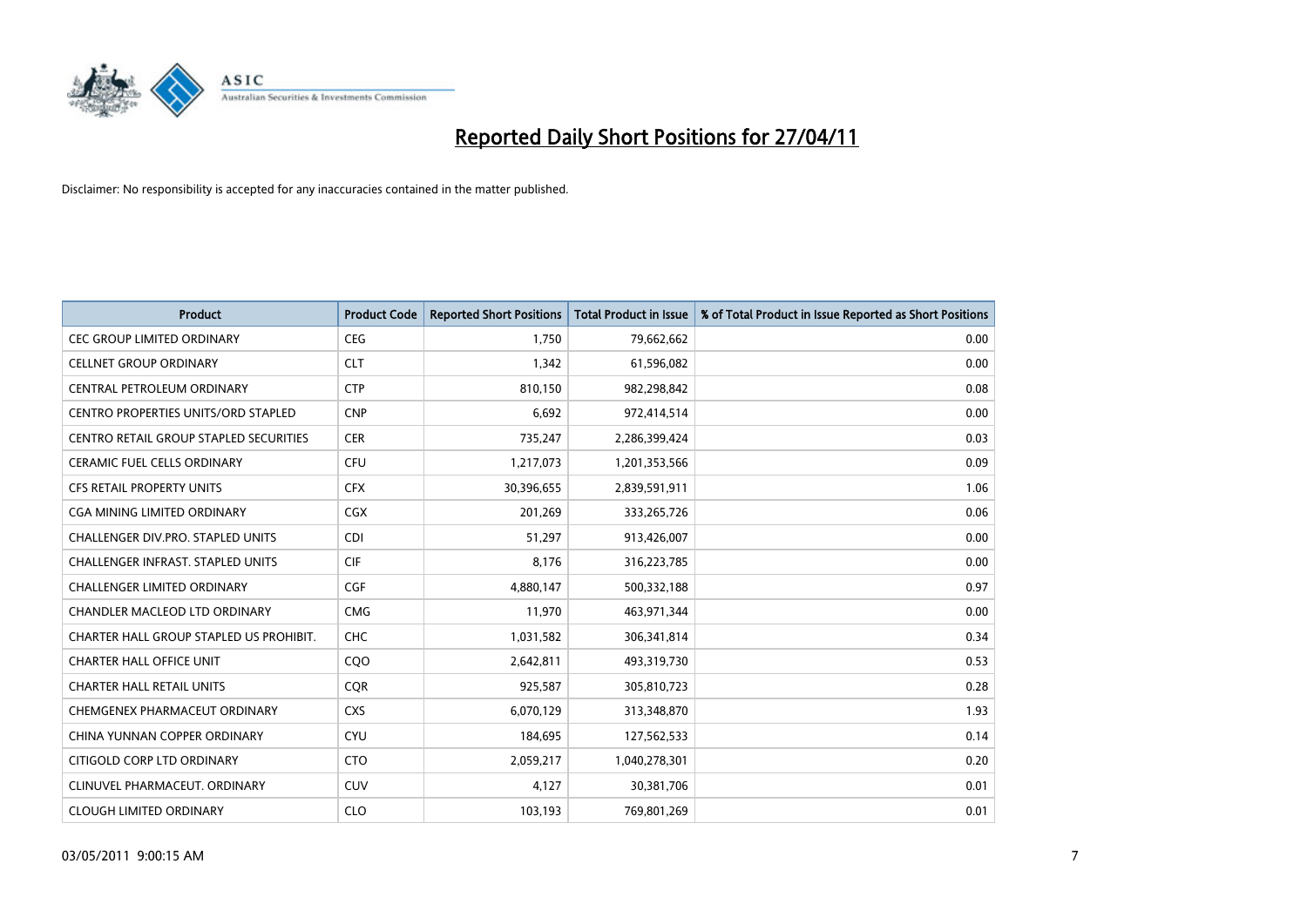# Reported Daily Short Positions for 27/04/11

Disclaimer: No responsibility is accepted for any inaccuracies contained in the matter published.

| Product | Product Code | Reported Short Positions | Total Product in Issue | % of Total Product in Issue Reported as Short Positions |
|---|---|---|---|---|
| CEC GROUP LIMITED ORDINARY | CEG | 1,750 | 79,662,662 | 0.00 |
| CELLNET GROUP ORDINARY | CLT | 1,342 | 61,596,082 | 0.00 |
| CENTRAL PETROLEUM ORDINARY | CTP | 810,150 | 982,298,842 | 0.08 |
| CENTRO PROPERTIES UNITS/ORD STAPLED | CNP | 6,692 | 972,414,514 | 0.00 |
| CENTRO RETAIL GROUP STAPLED SECURITIES | CER | 735,247 | 2,286,399,424 | 0.03 |
| CERAMIC FUEL CELLS ORDINARY | CFU | 1,217,073 | 1,201,353,566 | 0.09 |
| CFS RETAIL PROPERTY UNITS | CFX | 30,396,655 | 2,839,591,911 | 1.06 |
| CGA MINING LIMITED ORDINARY | CGX | 201,269 | 333,265,726 | 0.06 |
| CHALLENGER DIV.PRO. STAPLED UNITS | CDI | 51,297 | 913,426,007 | 0.00 |
| CHALLENGER INFRAST. STAPLED UNITS | CIF | 8,176 | 316,223,785 | 0.00 |
| CHALLENGER LIMITED ORDINARY | CGF | 4,880,147 | 500,332,188 | 0.97 |
| CHANDLER MACLEOD LTD ORDINARY | CMG | 11,970 | 463,971,344 | 0.00 |
| CHARTER HALL GROUP STAPLED US PROHIBIT. | CHC | 1,031,582 | 306,341,814 | 0.34 |
| CHARTER HALL OFFICE UNIT | CQO | 2,642,811 | 493,319,730 | 0.53 |
| CHARTER HALL RETAIL UNITS | CQR | 925,587 | 305,810,723 | 0.28 |
| CHEMGENEX PHARMACEUT ORDINARY | CXS | 6,070,129 | 313,348,870 | 1.93 |
| CHINA YUNNAN COPPER ORDINARY | CYU | 184,695 | 127,562,533 | 0.14 |
| CITIGOLD CORP LTD ORDINARY | CTO | 2,059,217 | 1,040,278,301 | 0.20 |
| CLINUVEL PHARMACEUT. ORDINARY | CUV | 4,127 | 30,381,706 | 0.01 |
| CLOUGH LIMITED ORDINARY | CLO | 103,193 | 769,801,269 | 0.01 |

03/05/2011 9:00:15 AM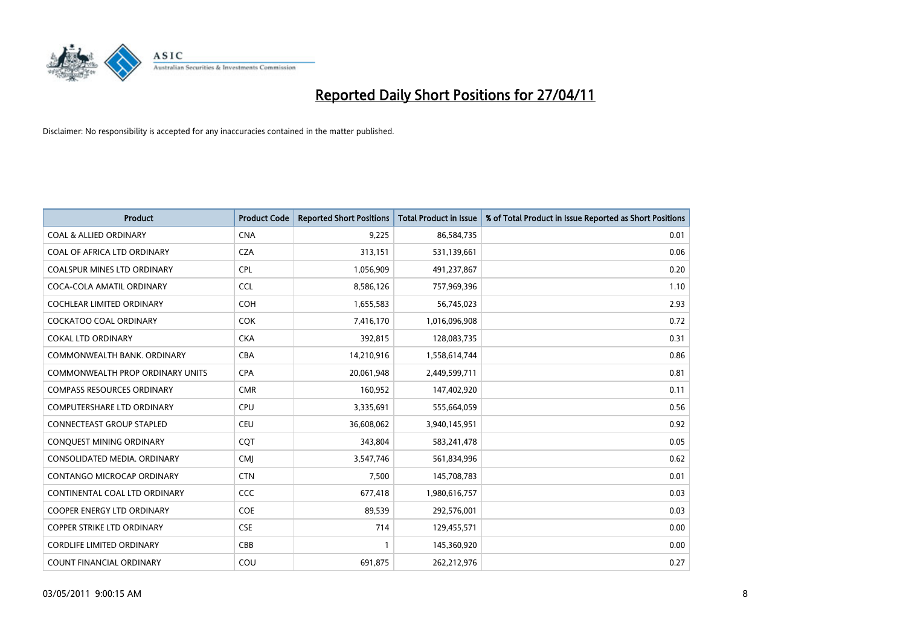# Reported Daily Short Positions for 27/04/11

Disclaimer: No responsibility is accepted for any inaccuracies contained in the matter published.

| Product | Product Code | Reported Short Positions | Total Product in Issue | % of Total Product in Issue Reported as Short Positions |
|---|---|---|---|---|
| COAL & ALLIED ORDINARY | CNA | 9,225 | 86,584,735 | 0.01 |
| COAL OF AFRICA LTD ORDINARY | CZA | 313,151 | 531,139,661 | 0.06 |
| COALSPUR MINES LTD ORDINARY | CPL | 1,056,909 | 491,237,867 | 0.20 |
| COCA-COLA AMATIL ORDINARY | CCL | 8,586,126 | 757,969,396 | 1.10 |
| COCHLEAR LIMITED ORDINARY | COH | 1,655,583 | 56,745,023 | 2.93 |
| COCKATOO COAL ORDINARY | COK | 7,416,170 | 1,016,096,908 | 0.72 |
| COKAL LTD ORDINARY | CKA | 392,815 | 128,083,735 | 0.31 |
| COMMONWEALTH BANK. ORDINARY | CBA | 14,210,916 | 1,558,614,744 | 0.86 |
| COMMONWEALTH PROP ORDINARY UNITS | CPA | 20,061,948 | 2,449,599,711 | 0.81 |
| COMPASS RESOURCES ORDINARY | CMR | 160,952 | 147,402,920 | 0.11 |
| COMPUTERSHARE LTD ORDINARY | CPU | 3,335,691 | 555,664,059 | 0.56 |
| CONNECTEAST GROUP STAPLED | CEU | 36,608,062 | 3,940,145,951 | 0.92 |
| CONQUEST MINING ORDINARY | CQT | 343,804 | 583,241,478 | 0.05 |
| CONSOLIDATED MEDIA. ORDINARY | CMJ | 3,547,746 | 561,834,996 | 0.62 |
| CONTANGO MICROCAP ORDINARY | CTN | 7,500 | 145,708,783 | 0.01 |
| CONTINENTAL COAL LTD ORDINARY | CCC | 677,418 | 1,980,616,757 | 0.03 |
| COOPER ENERGY LTD ORDINARY | COE | 89,539 | 292,576,001 | 0.03 |
| COPPER STRIKE LTD ORDINARY | CSE | 714 | 129,455,571 | 0.00 |
| CORDLIFE LIMITED ORDINARY | CBB | 1 | 145,360,920 | 0.00 |
| COUNT FINANCIAL ORDINARY | COU | 691,875 | 262,212,976 | 0.27 |

03/05/2011 9:00:15 AM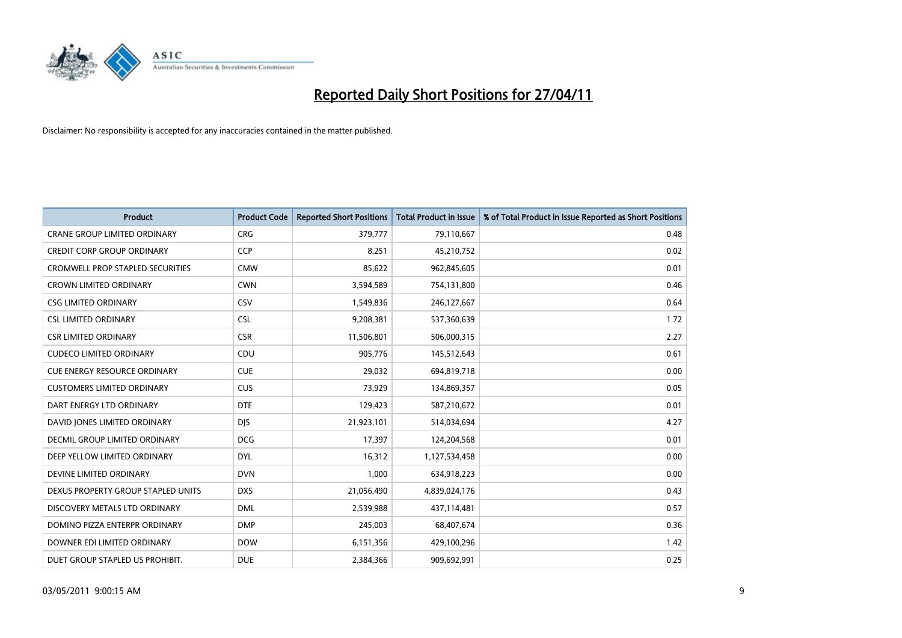# Reported Daily Short Positions for 27/04/11

Disclaimer: No responsibility is accepted for any inaccuracies contained in the matter published.

| Product | Product Code | Reported Short Positions | Total Product in Issue | % of Total Product in Issue Reported as Short Positions |
|---|---|---|---|---|
| CRANE GROUP LIMITED ORDINARY | CRG | 379,777 | 79,110,667 | 0.48 |
| CREDIT CORP GROUP ORDINARY | CCP | 8,251 | 45,210,752 | 0.02 |
| CROMWELL PROP STAPLED SECURITIES | CMW | 85,622 | 962,845,605 | 0.01 |
| CROWN LIMITED ORDINARY | CWN | 3,594,589 | 754,131,800 | 0.46 |
| CSG LIMITED ORDINARY | CSV | 1,549,836 | 246,127,667 | 0.64 |
| CSL LIMITED ORDINARY | CSL | 9,208,381 | 537,360,639 | 1.72 |
| CSR LIMITED ORDINARY | CSR | 11,506,801 | 506,000,315 | 2.27 |
| CUDECO LIMITED ORDINARY | CDU | 905,776 | 145,512,643 | 0.61 |
| CUE ENERGY RESOURCE ORDINARY | CUE | 29,032 | 694,819,718 | 0.00 |
| CUSTOMERS LIMITED ORDINARY | CUS | 73,929 | 134,869,357 | 0.05 |
| DART ENERGY LTD ORDINARY | DTE | 129,423 | 587,210,672 | 0.01 |
| DAVID JONES LIMITED ORDINARY | DJS | 21,923,101 | 514,034,694 | 4.27 |
| DECMIL GROUP LIMITED ORDINARY | DCG | 17,397 | 124,204,568 | 0.01 |
| DEEP YELLOW LIMITED ORDINARY | DYL | 16,312 | 1,127,534,458 | 0.00 |
| DEVINE LIMITED ORDINARY | DVN | 1,000 | 634,918,223 | 0.00 |
| DEXUS PROPERTY GROUP STAPLED UNITS | DXS | 21,056,490 | 4,839,024,176 | 0.43 |
| DISCOVERY METALS LTD ORDINARY | DML | 2,539,988 | 437,114,481 | 0.57 |
| DOMINO PIZZA ENTERPR ORDINARY | DMP | 245,003 | 68,407,674 | 0.36 |
| DOWNER EDI LIMITED ORDINARY | DOW | 6,151,356 | 429,100,296 | 1.42 |
| DUET GROUP STAPLED US PROHIBIT. | DUE | 2,384,366 | 909,692,991 | 0.25 |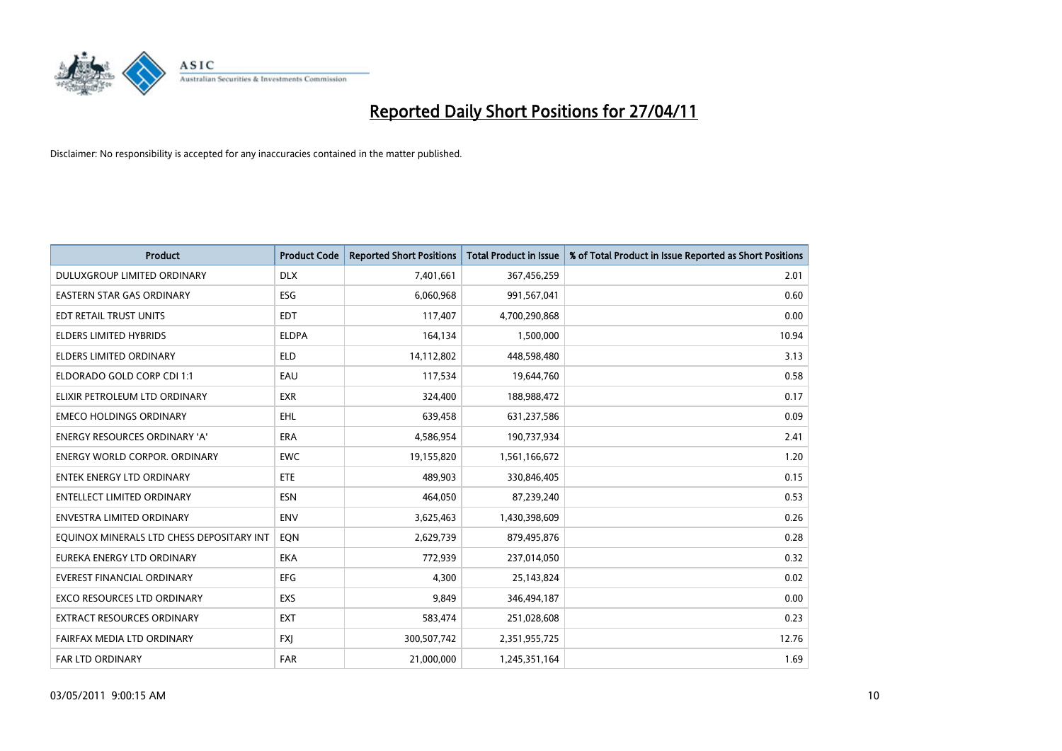# Reported Daily Short Positions for 27/04/11

Disclaimer: No responsibility is accepted for any inaccuracies contained in the matter published.

| Product | Product Code | Reported Short Positions | Total Product in Issue | % of Total Product in Issue Reported as Short Positions |
|---|---|---|---|---|
| DULUXGROUP LIMITED ORDINARY | DLX | 7,401,661 | 367,456,259 | 2.01 |
| EASTERN STAR GAS ORDINARY | ESG | 6,060,968 | 991,567,041 | 0.60 |
| EDT RETAIL TRUST UNITS | EDT | 117,407 | 4,700,290,868 | 0.00 |
| ELDERS LIMITED HYBRIDS | ELDPA | 164,134 | 1,500,000 | 10.94 |
| ELDERS LIMITED ORDINARY | ELD | 14,112,802 | 448,598,480 | 3.13 |
| ELDORADO GOLD CORP CDI 1:1 | EAU | 117,534 | 19,644,760 | 0.58 |
| ELIXIR PETROLEUM LTD ORDINARY | EXR | 324,400 | 188,988,472 | 0.17 |
| EMECO HOLDINGS ORDINARY | EHL | 639,458 | 631,237,586 | 0.09 |
| ENERGY RESOURCES ORDINARY 'A' | ERA | 4,586,954 | 190,737,934 | 2.41 |
| ENERGY WORLD CORPOR. ORDINARY | EWC | 19,155,820 | 1,561,166,672 | 1.20 |
| ENTEK ENERGY LTD ORDINARY | ETE | 489,903 | 330,846,405 | 0.15 |
| ENTELLECT LIMITED ORDINARY | ESN | 464,050 | 87,239,240 | 0.53 |
| ENVESTRA LIMITED ORDINARY | ENV | 3,625,463 | 1,430,398,609 | 0.26 |
| EQUINOX MINERALS LTD CHESS DEPOSITARY INT | EQN | 2,629,739 | 879,495,876 | 0.28 |
| EUREKA ENERGY LTD ORDINARY | EKA | 772,939 | 237,014,050 | 0.32 |
| EVEREST FINANCIAL ORDINARY | EFG | 4,300 | 25,143,824 | 0.02 |
| EXCO RESOURCES LTD ORDINARY | EXS | 9,849 | 346,494,187 | 0.00 |
| EXTRACT RESOURCES ORDINARY | EXT | 583,474 | 251,028,608 | 0.23 |
| FAIRFAX MEDIA LTD ORDINARY | FXJ | 300,507,742 | 2,351,955,725 | 12.76 |
| FAR LTD ORDINARY | FAR | 21,000,000 | 1,245,351,164 | 1.69 |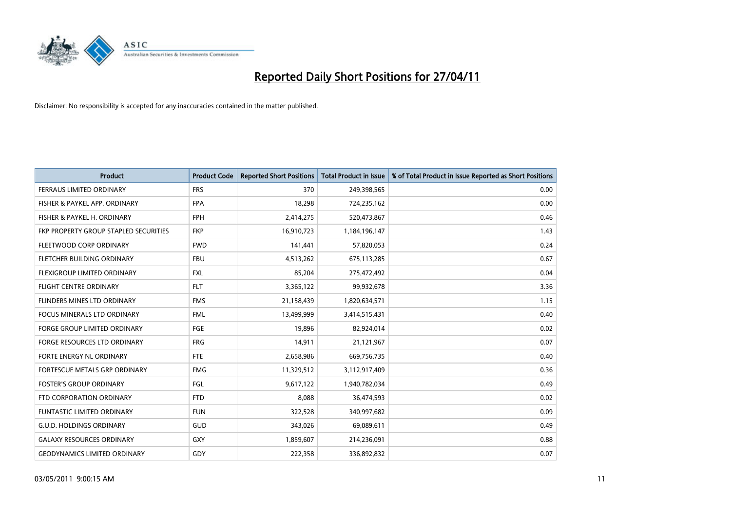# Reported Daily Short Positions for 27/04/11

Disclaimer: No responsibility is accepted for any inaccuracies contained in the matter published.

| Product | Product Code | Reported Short Positions | Total Product in Issue | % of Total Product in Issue Reported as Short Positions |
|---|---|---|---|---|
| FERRAUS LIMITED ORDINARY | FRS | 370 | 249,398,565 | 0.00 |
| FISHER & PAYKEL APP. ORDINARY | FPA | 18,298 | 724,235,162 | 0.00 |
| FISHER & PAYKEL H. ORDINARY | FPH | 2,414,275 | 520,473,867 | 0.46 |
| FKP PROPERTY GROUP STAPLED SECURITIES | FKP | 16,910,723 | 1,184,196,147 | 1.43 |
| FLEETWOOD CORP ORDINARY | FWD | 141,441 | 57,820,053 | 0.24 |
| FLETCHER BUILDING ORDINARY | FBU | 4,513,262 | 675,113,285 | 0.67 |
| FLEXIGROUP LIMITED ORDINARY | FXL | 85,204 | 275,472,492 | 0.04 |
| FLIGHT CENTRE ORDINARY | FLT | 3,365,122 | 99,932,678 | 3.36 |
| FLINDERS MINES LTD ORDINARY | FMS | 21,158,439 | 1,820,634,571 | 1.15 |
| FOCUS MINERALS LTD ORDINARY | FML | 13,499,999 | 3,414,515,431 | 0.40 |
| FORGE GROUP LIMITED ORDINARY | FGE | 19,896 | 82,924,014 | 0.02 |
| FORGE RESOURCES LTD ORDINARY | FRG | 14,911 | 21,121,967 | 0.07 |
| FORTE ENERGY NL ORDINARY | FTE | 2,658,986 | 669,756,735 | 0.40 |
| FORTESCUE METALS GRP ORDINARY | FMG | 11,329,512 | 3,112,917,409 | 0.36 |
| FOSTER'S GROUP ORDINARY | FGL | 9,617,122 | 1,940,782,034 | 0.49 |
| FTD CORPORATION ORDINARY | FTD | 8,088 | 36,474,593 | 0.02 |
| FUNTASTIC LIMITED ORDINARY | FUN | 322,528 | 340,997,682 | 0.09 |
| G.U.D. HOLDINGS ORDINARY | GUD | 343,026 | 69,089,611 | 0.49 |
| GALAXY RESOURCES ORDINARY | GXY | 1,859,607 | 214,236,091 | 0.88 |
| GEODYNAMICS LIMITED ORDINARY | GDY | 222,358 | 336,892,832 | 0.07 |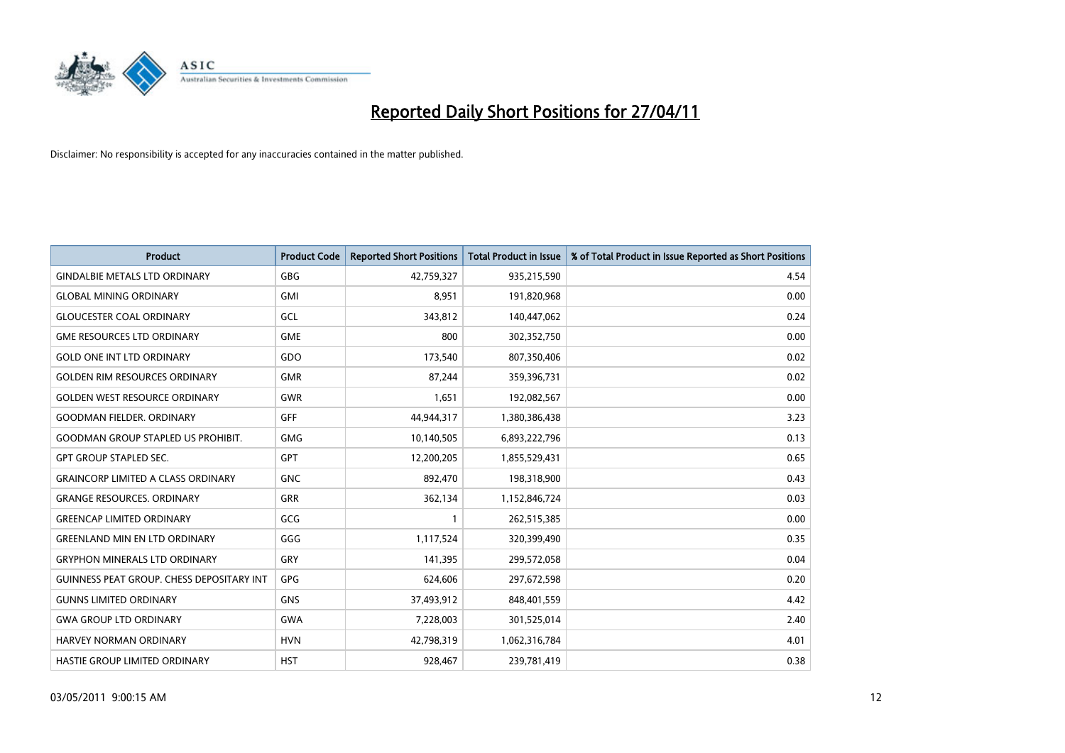# Reported Daily Short Positions for 27/04/11

Disclaimer: No responsibility is accepted for any inaccuracies contained in the matter published.

| Product | Product Code | Reported Short Positions | Total Product in Issue | % of Total Product in Issue Reported as Short Positions |
|---|---|---|---|---|
| GINDALBIE METALS LTD ORDINARY | GBG | 42,759,327 | 935,215,590 | 4.54 |
| GLOBAL MINING ORDINARY | GMI | 8,951 | 191,820,968 | 0.00 |
| GLOUCESTER COAL ORDINARY | GCL | 343,812 | 140,447,062 | 0.24 |
| GME RESOURCES LTD ORDINARY | GME | 800 | 302,352,750 | 0.00 |
| GOLD ONE INT LTD ORDINARY | GDO | 173,540 | 807,350,406 | 0.02 |
| GOLDEN RIM RESOURCES ORDINARY | GMR | 87,244 | 359,396,731 | 0.02 |
| GOLDEN WEST RESOURCE ORDINARY | GWR | 1,651 | 192,082,567 | 0.00 |
| GOODMAN FIELDER. ORDINARY | GFF | 44,944,317 | 1,380,386,438 | 3.23 |
| GOODMAN GROUP STAPLED US PROHIBIT. | GMG | 10,140,505 | 6,893,222,796 | 0.13 |
| GPT GROUP STAPLED SEC. | GPT | 12,200,205 | 1,855,529,431 | 0.65 |
| GRAINCORP LIMITED A CLASS ORDINARY | GNC | 892,470 | 198,318,900 | 0.43 |
| GRANGE RESOURCES. ORDINARY | GRR | 362,134 | 1,152,846,724 | 0.03 |
| GREENCAP LIMITED ORDINARY | GCG | 1 | 262,515,385 | 0.00 |
| GREENLAND MIN EN LTD ORDINARY | GGG | 1,117,524 | 320,399,490 | 0.35 |
| GRYPHON MINERALS LTD ORDINARY | GRY | 141,395 | 299,572,058 | 0.04 |
| GUINNESS PEAT GROUP. CHESS DEPOSITARY INT | GPG | 624,606 | 297,672,598 | 0.20 |
| GUNNS LIMITED ORDINARY | GNS | 37,493,912 | 848,401,559 | 4.42 |
| GWA GROUP LTD ORDINARY | GWA | 7,228,003 | 301,525,014 | 2.40 |
| HARVEY NORMAN ORDINARY | HVN | 42,798,319 | 1,062,316,784 | 4.01 |
| HASTIE GROUP LIMITED ORDINARY | HST | 928,467 | 239,781,419 | 0.38 |

03/05/2011 9:00:15 AM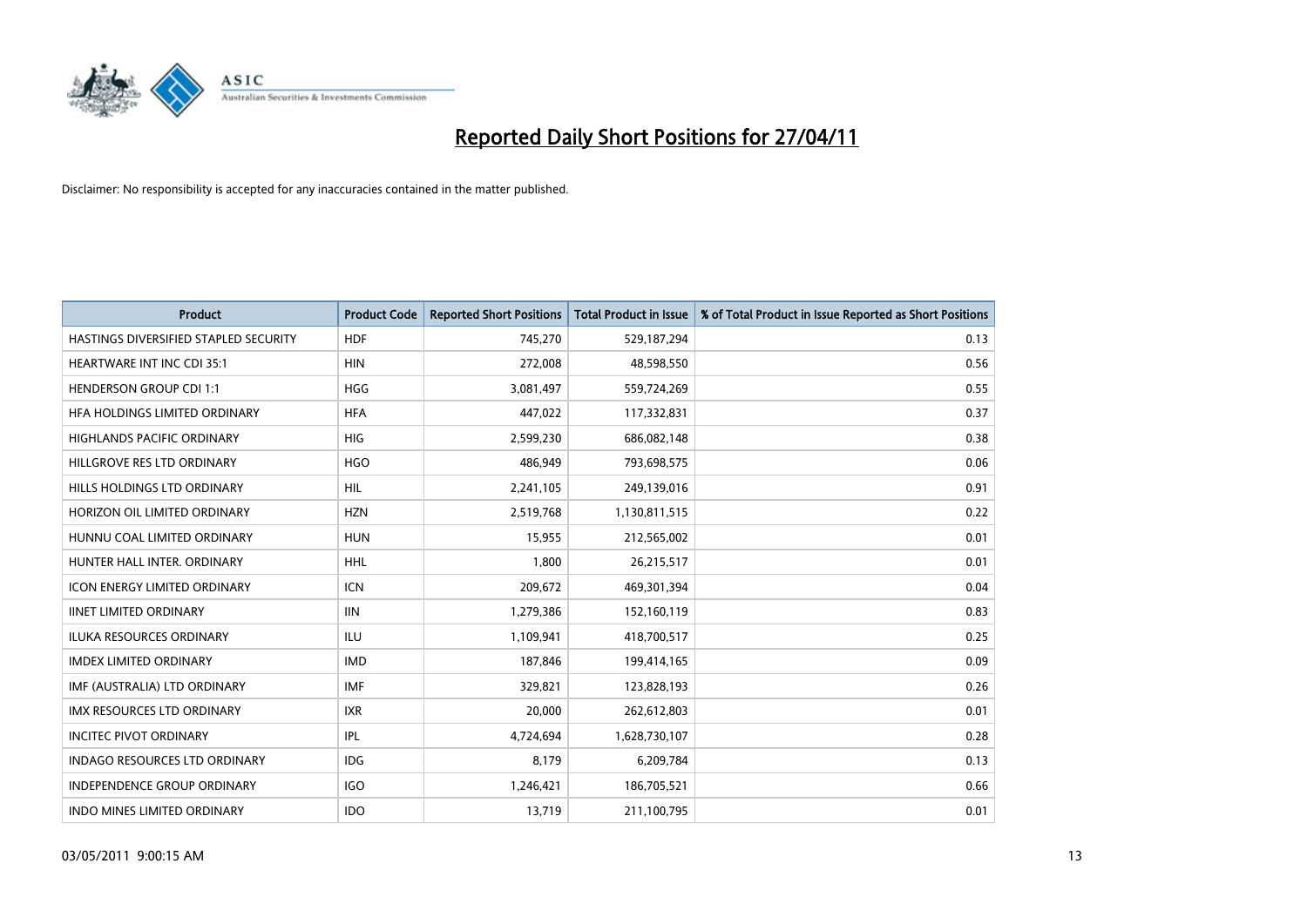# Reported Daily Short Positions for 27/04/11

Disclaimer: No responsibility is accepted for any inaccuracies contained in the matter published.

| Product | Product Code | Reported Short Positions | Total Product in Issue | % of Total Product in Issue Reported as Short Positions |
|---|---|---|---|---|
| HASTINGS DIVERSIFIED STAPLED SECURITY | HDF | 745,270 | 529,187,294 | 0.13 |
| HEARTWARE INT INC CDI 35:1 | HIN | 272,008 | 48,598,550 | 0.56 |
| HENDERSON GROUP CDI 1:1 | HGG | 3,081,497 | 559,724,269 | 0.55 |
| HFA HOLDINGS LIMITED ORDINARY | HFA | 447,022 | 117,332,831 | 0.37 |
| HIGHLANDS PACIFIC ORDINARY | HIG | 2,599,230 | 686,082,148 | 0.38 |
| HILLGROVE RES LTD ORDINARY | HGO | 486,949 | 793,698,575 | 0.06 |
| HILLS HOLDINGS LTD ORDINARY | HIL | 2,241,105 | 249,139,016 | 0.91 |
| HORIZON OIL LIMITED ORDINARY | HZN | 2,519,768 | 1,130,811,515 | 0.22 |
| HUNNU COAL LIMITED ORDINARY | HUN | 15,955 | 212,565,002 | 0.01 |
| HUNTER HALL INTER. ORDINARY | HHL | 1,800 | 26,215,517 | 0.01 |
| ICON ENERGY LIMITED ORDINARY | ICN | 209,672 | 469,301,394 | 0.04 |
| IINET LIMITED ORDINARY | IIN | 1,279,386 | 152,160,119 | 0.83 |
| ILUKA RESOURCES ORDINARY | ILU | 1,109,941 | 418,700,517 | 0.25 |
| IMDEX LIMITED ORDINARY | IMD | 187,846 | 199,414,165 | 0.09 |
| IMF (AUSTRALIA) LTD ORDINARY | IMF | 329,821 | 123,828,193 | 0.26 |
| IMX RESOURCES LTD ORDINARY | IXR | 20,000 | 262,612,803 | 0.01 |
| INCITEC PIVOT ORDINARY | IPL | 4,724,694 | 1,628,730,107 | 0.28 |
| INDAGO RESOURCES LTD ORDINARY | IDG | 8,179 | 6,209,784 | 0.13 |
| INDEPENDENCE GROUP ORDINARY | IGO | 1,246,421 | 186,705,521 | 0.66 |
| INDO MINES LIMITED ORDINARY | IDO | 13,719 | 211,100,795 | 0.01 |

03/05/2011 9:00:15 AM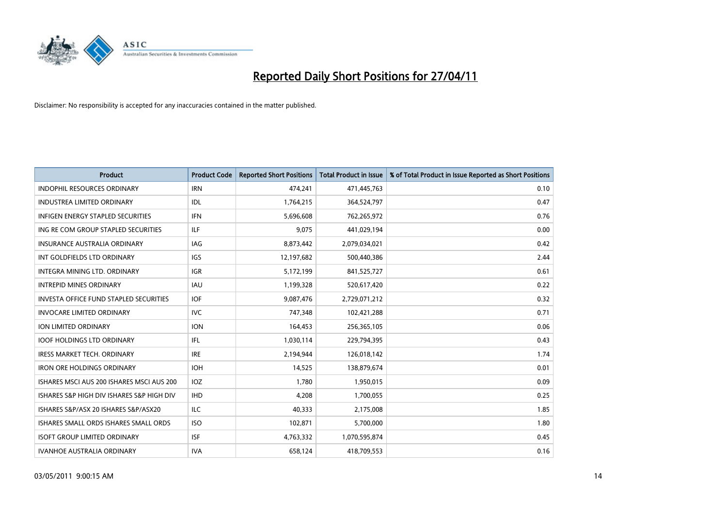# Reported Daily Short Positions for 27/04/11

Disclaimer: No responsibility is accepted for any inaccuracies contained in the matter published.

| Product | Product Code | Reported Short Positions | Total Product in Issue | % of Total Product in Issue Reported as Short Positions |
|---|---|---|---|---|
| INDOPHIL RESOURCES ORDINARY | IRN | 474,241 | 471,445,763 | 0.10 |
| INDUSTREA LIMITED ORDINARY | IDL | 1,764,215 | 364,524,797 | 0.47 |
| INFIGEN ENERGY STAPLED SECURITIES | IFN | 5,696,608 | 762,265,972 | 0.76 |
| ING RE COM GROUP STAPLED SECURITIES | ILF | 9,075 | 441,029,194 | 0.00 |
| INSURANCE AUSTRALIA ORDINARY | IAG | 8,873,442 | 2,079,034,021 | 0.42 |
| INT GOLDFIELDS LTD ORDINARY | IGS | 12,197,682 | 500,440,386 | 2.44 |
| INTEGRA MINING LTD. ORDINARY | IGR | 5,172,199 | 841,525,727 | 0.61 |
| INTREPID MINES ORDINARY | IAU | 1,199,328 | 520,617,420 | 0.22 |
| INVESTA OFFICE FUND STAPLED SECURITIES | IOF | 9,087,476 | 2,729,071,212 | 0.32 |
| INVOCARE LIMITED ORDINARY | IVC | 747,348 | 102,421,288 | 0.71 |
| ION LIMITED ORDINARY | ION | 164,453 | 256,365,105 | 0.06 |
| IOOF HOLDINGS LTD ORDINARY | IFL | 1,030,114 | 229,794,395 | 0.43 |
| IRESS MARKET TECH. ORDINARY | IRE | 2,194,944 | 126,018,142 | 1.74 |
| IRON ORE HOLDINGS ORDINARY | IOH | 14,525 | 138,879,674 | 0.01 |
| ISHARES MSCI AUS 200 ISHARES MSCI AUS 200 | IOZ | 1,780 | 1,950,015 | 0.09 |
| ISHARES S&P HIGH DIV ISHARES S&P HIGH DIV | IHD | 4,208 | 1,700,055 | 0.25 |
| ISHARES S&P/ASX 20 ISHARES S&P/ASX20 | ILC | 40,333 | 2,175,008 | 1.85 |
| ISHARES SMALL ORDS ISHARES SMALL ORDS | ISO | 102,871 | 5,700,000 | 1.80 |
| ISOFT GROUP LIMITED ORDINARY | ISF | 4,763,332 | 1,070,595,874 | 0.45 |
| IVANHOE AUSTRALIA ORDINARY | IVA | 658,124 | 418,709,553 | 0.16 |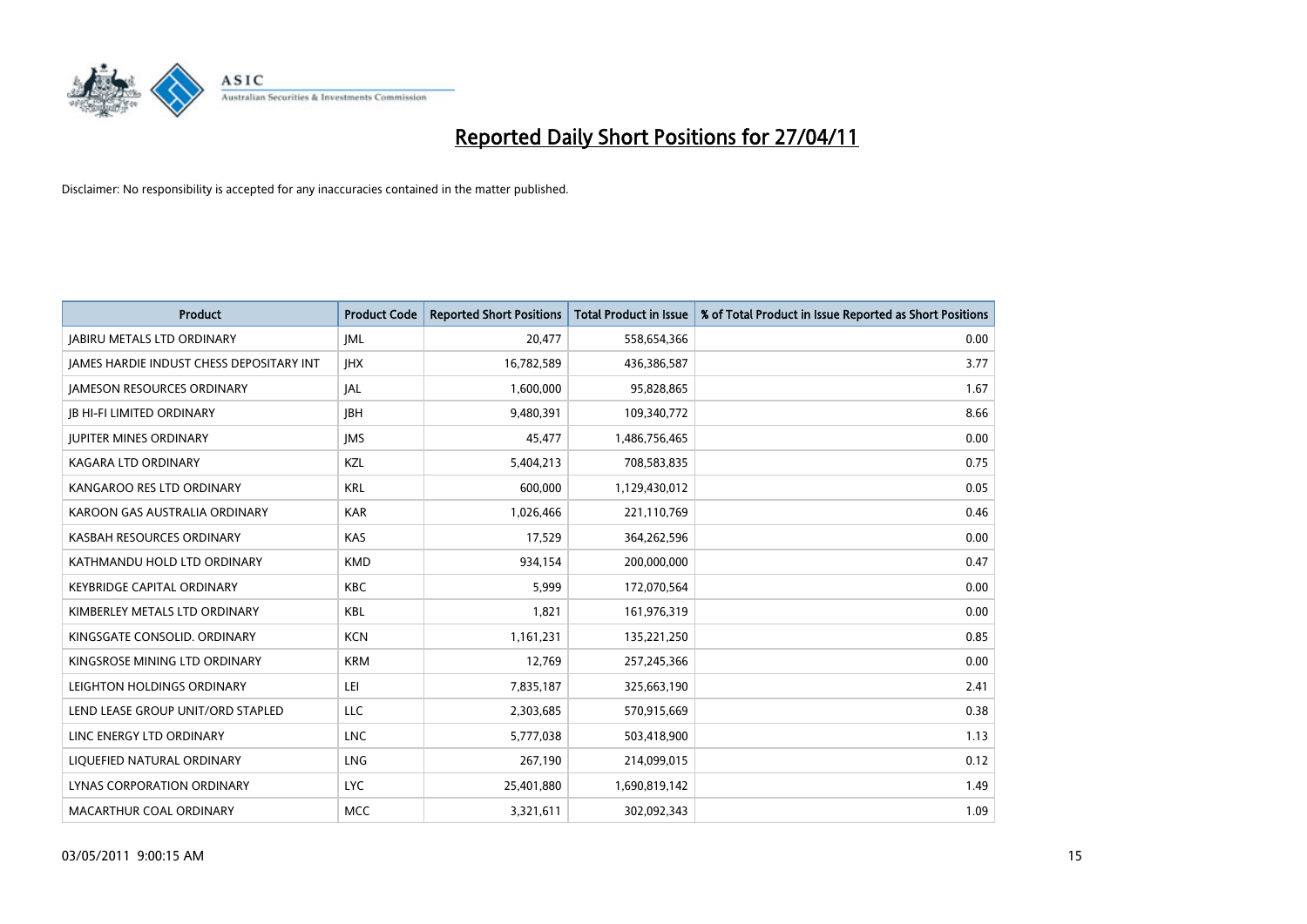# Reported Daily Short Positions for 27/04/11

Disclaimer: No responsibility is accepted for any inaccuracies contained in the matter published.

| Product | Product Code | Reported Short Positions | Total Product in Issue | % of Total Product in Issue Reported as Short Positions |
|---|---|---|---|---|
| JABIRU METALS LTD ORDINARY | JML | 20,477 | 558,654,366 | 0.00 |
| JAMES HARDIE INDUST CHESS DEPOSITARY INT | JHX | 16,782,589 | 436,386,587 | 3.77 |
| JAMESON RESOURCES ORDINARY | JAL | 1,600,000 | 95,828,865 | 1.67 |
| JB HI-FI LIMITED ORDINARY | JBH | 9,480,391 | 109,340,772 | 8.66 |
| JUPITER MINES ORDINARY | JMS | 45,477 | 1,486,756,465 | 0.00 |
| KAGARA LTD ORDINARY | KZL | 5,404,213 | 708,583,835 | 0.75 |
| KANGAROO RES LTD ORDINARY | KRL | 600,000 | 1,129,430,012 | 0.05 |
| KAROON GAS AUSTRALIA ORDINARY | KAR | 1,026,466 | 221,110,769 | 0.46 |
| KASBAH RESOURCES ORDINARY | KAS | 17,529 | 364,262,596 | 0.00 |
| KATHMANDU HOLD LTD ORDINARY | KMD | 934,154 | 200,000,000 | 0.47 |
| KEYBRIDGE CAPITAL ORDINARY | KBC | 5,999 | 172,070,564 | 0.00 |
| KIMBERLEY METALS LTD ORDINARY | KBL | 1,821 | 161,976,319 | 0.00 |
| KINGSGATE CONSOLID. ORDINARY | KCN | 1,161,231 | 135,221,250 | 0.85 |
| KINGSROSE MINING LTD ORDINARY | KRM | 12,769 | 257,245,366 | 0.00 |
| LEIGHTON HOLDINGS ORDINARY | LEI | 7,835,187 | 325,663,190 | 2.41 |
| LEND LEASE GROUP UNIT/ORD STAPLED | LLC | 2,303,685 | 570,915,669 | 0.38 |
| LINC ENERGY LTD ORDINARY | LNC | 5,777,038 | 503,418,900 | 1.13 |
| LIQUEFIED NATURAL ORDINARY | LNG | 267,190 | 214,099,015 | 0.12 |
| LYNAS CORPORATION ORDINARY | LYC | 25,401,880 | 1,690,819,142 | 1.49 |
| MACARTHUR COAL ORDINARY | MCC | 3,321,611 | 302,092,343 | 1.09 |

03/05/2011 9:00:15 AM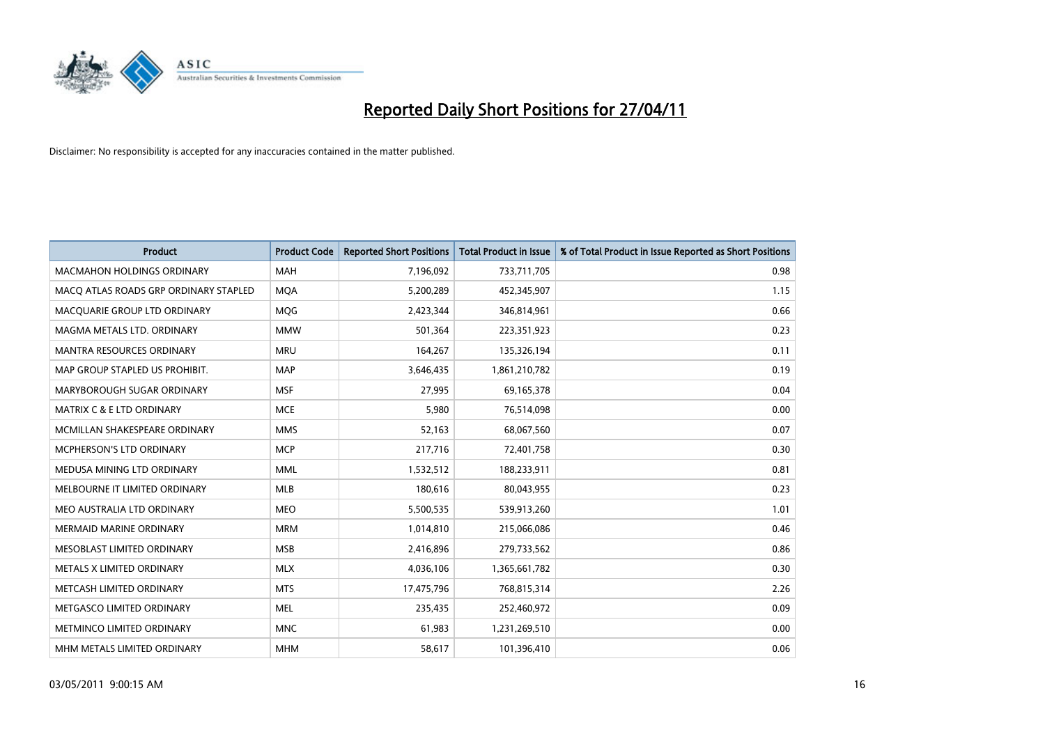# Reported Daily Short Positions for 27/04/11

Disclaimer: No responsibility is accepted for any inaccuracies contained in the matter published.

| Product | Product Code | Reported Short Positions | Total Product in Issue | % of Total Product in Issue Reported as Short Positions |
|---|---|---|---|---|
| MACMAHON HOLDINGS ORDINARY | MAH | 7,196,092 | 733,711,705 | 0.98 |
| MACQ ATLAS ROADS GRP ORDINARY STAPLED | MQA | 5,200,289 | 452,345,907 | 1.15 |
| MACQUARIE GROUP LTD ORDINARY | MQG | 2,423,344 | 346,814,961 | 0.66 |
| MAGMA METALS LTD. ORDINARY | MMW | 501,364 | 223,351,923 | 0.23 |
| MANTRA RESOURCES ORDINARY | MRU | 164,267 | 135,326,194 | 0.11 |
| MAP GROUP STAPLED US PROHIBIT. | MAP | 3,646,435 | 1,861,210,782 | 0.19 |
| MARYBOROUGH SUGAR ORDINARY | MSF | 27,995 | 69,165,378 | 0.04 |
| MATRIX C & E LTD ORDINARY | MCE | 5,980 | 76,514,098 | 0.00 |
| MCMILLAN SHAKESPEARE ORDINARY | MMS | 52,163 | 68,067,560 | 0.07 |
| MCPHERSON'S LTD ORDINARY | MCP | 217,716 | 72,401,758 | 0.30 |
| MEDUSA MINING LTD ORDINARY | MML | 1,532,512 | 188,233,911 | 0.81 |
| MELBOURNE IT LIMITED ORDINARY | MLB | 180,616 | 80,043,955 | 0.23 |
| MEO AUSTRALIA LTD ORDINARY | MEO | 5,500,535 | 539,913,260 | 1.01 |
| MERMAID MARINE ORDINARY | MRM | 1,014,810 | 215,066,086 | 0.46 |
| MESOBLAST LIMITED ORDINARY | MSB | 2,416,896 | 279,733,562 | 0.86 |
| METALS X LIMITED ORDINARY | MLX | 4,036,106 | 1,365,661,782 | 0.30 |
| METCASH LIMITED ORDINARY | MTS | 17,475,796 | 768,815,314 | 2.26 |
| METGASCO LIMITED ORDINARY | MEL | 235,435 | 252,460,972 | 0.09 |
| METMINCO LIMITED ORDINARY | MNC | 61,983 | 1,231,269,510 | 0.00 |
| MHM METALS LIMITED ORDINARY | MHM | 58,617 | 101,396,410 | 0.06 |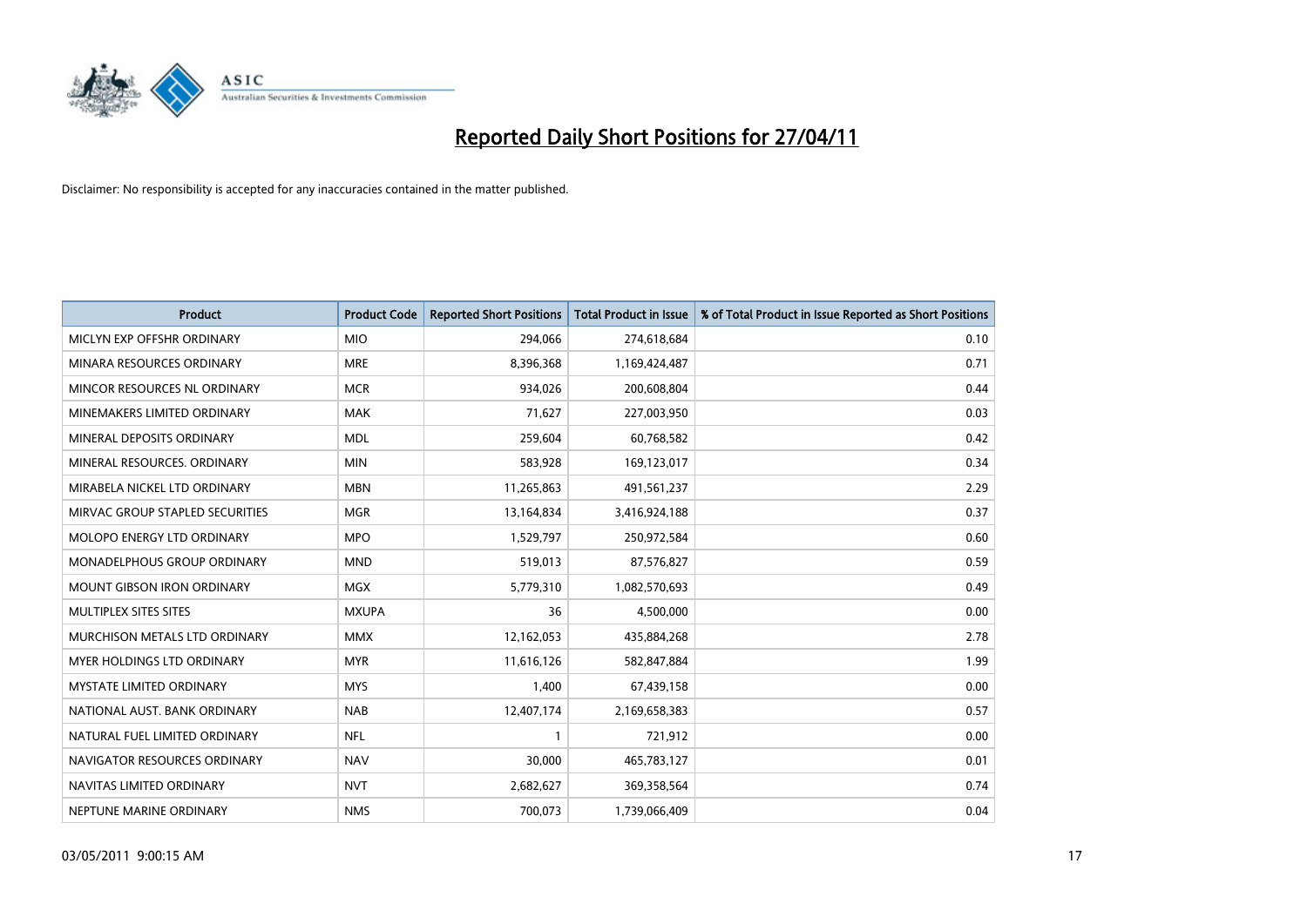# Reported Daily Short Positions for 27/04/11

Disclaimer: No responsibility is accepted for any inaccuracies contained in the matter published.

| Product | Product Code | Reported Short Positions | Total Product in Issue | % of Total Product in Issue Reported as Short Positions |
|---|---|---|---|---|
| MICLYN EXP OFFSHR ORDINARY | MIO | 294,066 | 274,618,684 | 0.10 |
| MINARA RESOURCES ORDINARY | MRE | 8,396,368 | 1,169,424,487 | 0.71 |
| MINCOR RESOURCES NL ORDINARY | MCR | 934,026 | 200,608,804 | 0.44 |
| MINEMAKERS LIMITED ORDINARY | MAK | 71,627 | 227,003,950 | 0.03 |
| MINERAL DEPOSITS ORDINARY | MDL | 259,604 | 60,768,582 | 0.42 |
| MINERAL RESOURCES. ORDINARY | MIN | 583,928 | 169,123,017 | 0.34 |
| MIRABELA NICKEL LTD ORDINARY | MBN | 11,265,863 | 491,561,237 | 2.29 |
| MIRVAC GROUP STAPLED SECURITIES | MGR | 13,164,834 | 3,416,924,188 | 0.37 |
| MOLOPO ENERGY LTD ORDINARY | MPO | 1,529,797 | 250,972,584 | 0.60 |
| MONADELPHOUS GROUP ORDINARY | MND | 519,013 | 87,576,827 | 0.59 |
| MOUNT GIBSON IRON ORDINARY | MGX | 5,779,310 | 1,082,570,693 | 0.49 |
| MULTIPLEX SITES SITES | MXUPA | 36 | 4,500,000 | 0.00 |
| MURCHISON METALS LTD ORDINARY | MMX | 12,162,053 | 435,884,268 | 2.78 |
| MYER HOLDINGS LTD ORDINARY | MYR | 11,616,126 | 582,847,884 | 1.99 |
| MYSTATE LIMITED ORDINARY | MYS | 1,400 | 67,439,158 | 0.00 |
| NATIONAL AUST. BANK ORDINARY | NAB | 12,407,174 | 2,169,658,383 | 0.57 |
| NATURAL FUEL LIMITED ORDINARY | NFL | 1 | 721,912 | 0.00 |
| NAVIGATOR RESOURCES ORDINARY | NAV | 30,000 | 465,783,127 | 0.01 |
| NAVITAS LIMITED ORDINARY | NVT | 2,682,627 | 369,358,564 | 0.74 |
| NEPTUNE MARINE ORDINARY | NMS | 700,073 | 1,739,066,409 | 0.04 |

03/05/2011 9:00:15 AM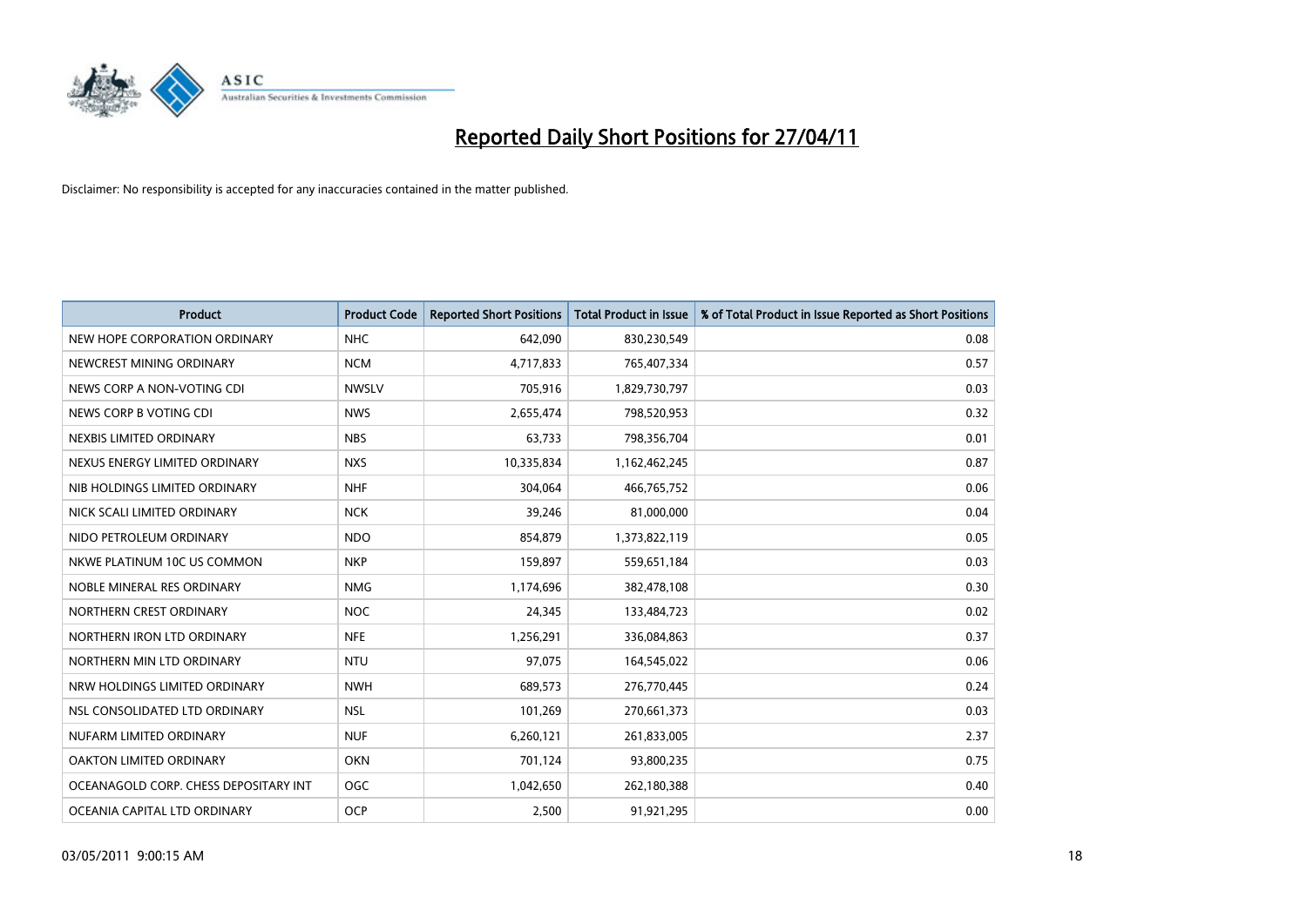# Reported Daily Short Positions for 27/04/11

Disclaimer: No responsibility is accepted for any inaccuracies contained in the matter published.

| Product | Product Code | Reported Short Positions | Total Product in Issue | % of Total Product in Issue Reported as Short Positions |
|---|---|---|---|---|
| NEW HOPE CORPORATION ORDINARY | NHC | 642,090 | 830,230,549 | 0.08 |
| NEWCREST MINING ORDINARY | NCM | 4,717,833 | 765,407,334 | 0.57 |
| NEWS CORP A NON-VOTING CDI | NWSLV | 705,916 | 1,829,730,797 | 0.03 |
| NEWS CORP B VOTING CDI | NWS | 2,655,474 | 798,520,953 | 0.32 |
| NEXBIS LIMITED ORDINARY | NBS | 63,733 | 798,356,704 | 0.01 |
| NEXUS ENERGY LIMITED ORDINARY | NXS | 10,335,834 | 1,162,462,245 | 0.87 |
| NIB HOLDINGS LIMITED ORDINARY | NHF | 304,064 | 466,765,752 | 0.06 |
| NICK SCALI LIMITED ORDINARY | NCK | 39,246 | 81,000,000 | 0.04 |
| NIDO PETROLEUM ORDINARY | NDO | 854,879 | 1,373,822,119 | 0.05 |
| NKWE PLATINUM 10C US COMMON | NKP | 159,897 | 559,651,184 | 0.03 |
| NOBLE MINERAL RES ORDINARY | NMG | 1,174,696 | 382,478,108 | 0.30 |
| NORTHERN CREST ORDINARY | NOC | 24,345 | 133,484,723 | 0.02 |
| NORTHERN IRON LTD ORDINARY | NFE | 1,256,291 | 336,084,863 | 0.37 |
| NORTHERN MIN LTD ORDINARY | NTU | 97,075 | 164,545,022 | 0.06 |
| NRW HOLDINGS LIMITED ORDINARY | NWH | 689,573 | 276,770,445 | 0.24 |
| NSL CONSOLIDATED LTD ORDINARY | NSL | 101,269 | 270,661,373 | 0.03 |
| NUFARM LIMITED ORDINARY | NUF | 6,260,121 | 261,833,005 | 2.37 |
| OAKTON LIMITED ORDINARY | OKN | 701,124 | 93,800,235 | 0.75 |
| OCEANAGOLD CORP. CHESS DEPOSITARY INT | OGC | 1,042,650 | 262,180,388 | 0.40 |
| OCEANIA CAPITAL LTD ORDINARY | OCP | 2,500 | 91,921,295 | 0.00 |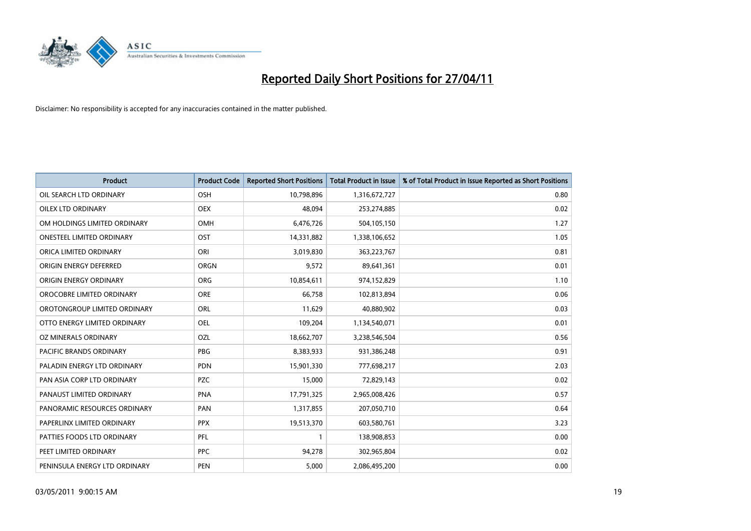# Reported Daily Short Positions for 27/04/11

Disclaimer: No responsibility is accepted for any inaccuracies contained in the matter published.

| Product | Product Code | Reported Short Positions | Total Product in Issue | % of Total Product in Issue Reported as Short Positions |
|---|---|---|---|---|
| OIL SEARCH LTD ORDINARY | OSH | 10,798,896 | 1,316,672,727 | 0.80 |
| OILEX LTD ORDINARY | OEX | 48,094 | 253,274,885 | 0.02 |
| OM HOLDINGS LIMITED ORDINARY | OMH | 6,476,726 | 504,105,150 | 1.27 |
| ONESTEEL LIMITED ORDINARY | OST | 14,331,882 | 1,338,106,652 | 1.05 |
| ORICA LIMITED ORDINARY | ORI | 3,019,830 | 363,223,767 | 0.81 |
| ORIGIN ENERGY DEFERRED | ORGN | 9,572 | 89,641,361 | 0.01 |
| ORIGIN ENERGY ORDINARY | ORG | 10,854,611 | 974,152,829 | 1.10 |
| OROCOBRE LIMITED ORDINARY | ORE | 66,758 | 102,813,894 | 0.06 |
| OROTONGROUP LIMITED ORDINARY | ORL | 11,629 | 40,880,902 | 0.03 |
| OTTO ENERGY LIMITED ORDINARY | OEL | 109,204 | 1,134,540,071 | 0.01 |
| OZ MINERALS ORDINARY | OZL | 18,662,707 | 3,238,546,504 | 0.56 |
| PACIFIC BRANDS ORDINARY | PBG | 8,383,933 | 931,386,248 | 0.91 |
| PALADIN ENERGY LTD ORDINARY | PDN | 15,901,330 | 777,698,217 | 2.03 |
| PAN ASIA CORP LTD ORDINARY | PZC | 15,000 | 72,829,143 | 0.02 |
| PANAUST LIMITED ORDINARY | PNA | 17,791,325 | 2,965,008,426 | 0.57 |
| PANORAMIC RESOURCES ORDINARY | PAN | 1,317,855 | 207,050,710 | 0.64 |
| PAPERLINX LIMITED ORDINARY | PPX | 19,513,370 | 603,580,761 | 3.23 |
| PATTIES FOODS LTD ORDINARY | PFL | 1 | 138,908,853 | 0.00 |
| PEET LIMITED ORDINARY | PPC | 94,278 | 302,965,804 | 0.02 |
| PENINSULA ENERGY LTD ORDINARY | PEN | 5,000 | 2,086,495,200 | 0.00 |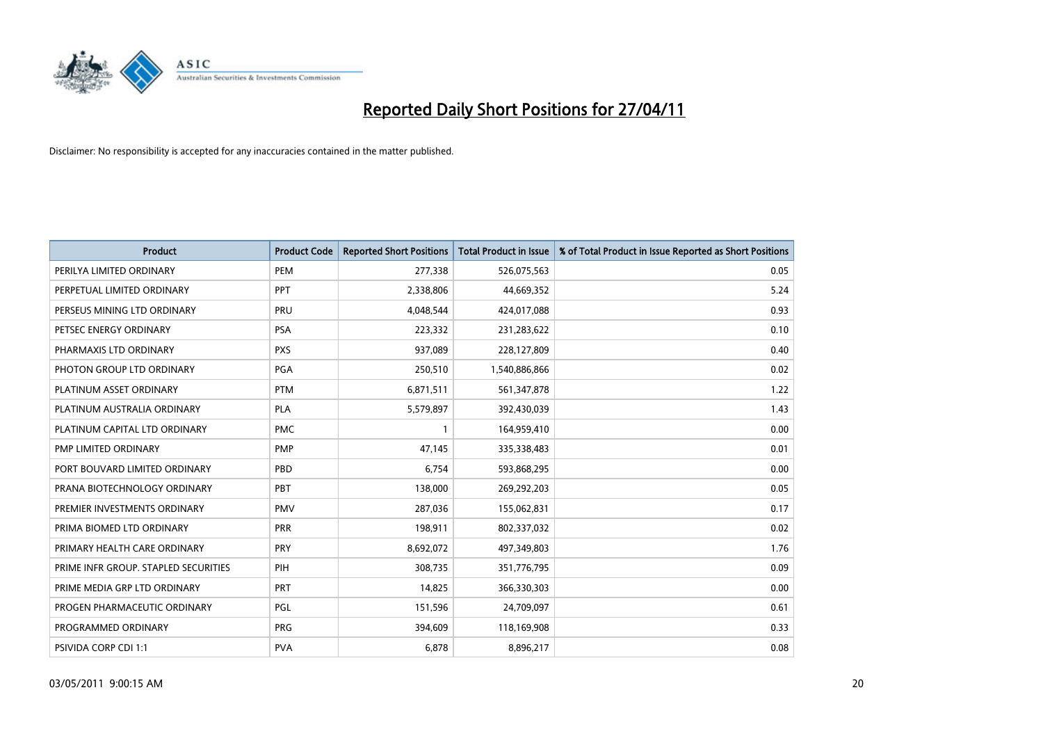# Reported Daily Short Positions for 27/04/11

Disclaimer: No responsibility is accepted for any inaccuracies contained in the matter published.

| Product | Product Code | Reported Short Positions | Total Product in Issue | % of Total Product in Issue Reported as Short Positions |
|---|---|---|---|---|
| PERILYA LIMITED ORDINARY | PEM | 277,338 | 526,075,563 | 0.05 |
| PERPETUAL LIMITED ORDINARY | PPT | 2,338,806 | 44,669,352 | 5.24 |
| PERSEUS MINING LTD ORDINARY | PRU | 4,048,544 | 424,017,088 | 0.93 |
| PETSEC ENERGY ORDINARY | PSA | 223,332 | 231,283,622 | 0.10 |
| PHARMAXIS LTD ORDINARY | PXS | 937,089 | 228,127,809 | 0.40 |
| PHOTON GROUP LTD ORDINARY | PGA | 250,510 | 1,540,886,866 | 0.02 |
| PLATINUM ASSET ORDINARY | PTM | 6,871,511 | 561,347,878 | 1.22 |
| PLATINUM AUSTRALIA ORDINARY | PLA | 5,579,897 | 392,430,039 | 1.43 |
| PLATINUM CAPITAL LTD ORDINARY | PMC | 1 | 164,959,410 | 0.00 |
| PMP LIMITED ORDINARY | PMP | 47,145 | 335,338,483 | 0.01 |
| PORT BOUVARD LIMITED ORDINARY | PBD | 6,754 | 593,868,295 | 0.00 |
| PRANA BIOTECHNOLOGY ORDINARY | PBT | 138,000 | 269,292,203 | 0.05 |
| PREMIER INVESTMENTS ORDINARY | PMV | 287,036 | 155,062,831 | 0.17 |
| PRIMA BIOMED LTD ORDINARY | PRR | 198,911 | 802,337,032 | 0.02 |
| PRIMARY HEALTH CARE ORDINARY | PRY | 8,692,072 | 497,349,803 | 1.76 |
| PRIME INFR GROUP. STAPLED SECURITIES | PIH | 308,735 | 351,776,795 | 0.09 |
| PRIME MEDIA GRP LTD ORDINARY | PRT | 14,825 | 366,330,303 | 0.00 |
| PROGEN PHARMACEUTIC ORDINARY | PGL | 151,596 | 24,709,097 | 0.61 |
| PROGRAMMED ORDINARY | PRG | 394,609 | 118,169,908 | 0.33 |
| PSIVIDA CORP CDI 1:1 | PVA | 6,878 | 8,896,217 | 0.08 |

03/05/2011 9:00:15 AM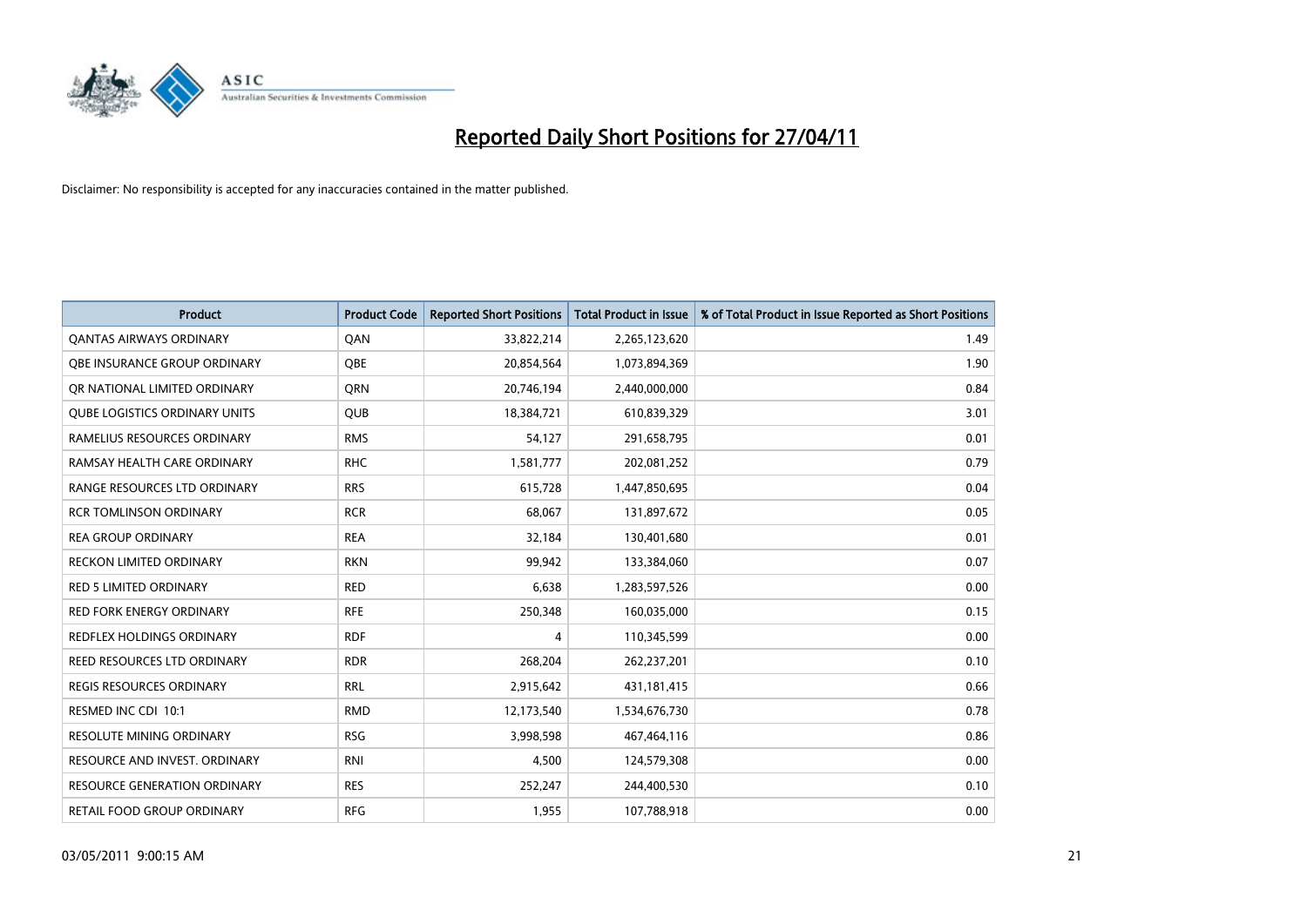# Reported Daily Short Positions for 27/04/11

Disclaimer: No responsibility is accepted for any inaccuracies contained in the matter published.

| Product | Product Code | Reported Short Positions | Total Product in Issue | % of Total Product in Issue Reported as Short Positions |
| --- | --- | --- | --- | --- |
| QANTAS AIRWAYS ORDINARY | QAN | 33,822,214 | 2,265,123,620 | 1.49 |
| QBE INSURANCE GROUP ORDINARY | QBE | 20,854,564 | 1,073,894,369 | 1.90 |
| QR NATIONAL LIMITED ORDINARY | QRN | 20,746,194 | 2,440,000,000 | 0.84 |
| QUBE LOGISTICS ORDINARY UNITS | QUB | 18,384,721 | 610,839,329 | 3.01 |
| RAMELIUS RESOURCES ORDINARY | RMS | 54,127 | 291,658,795 | 0.01 |
| RAMSAY HEALTH CARE ORDINARY | RHC | 1,581,777 | 202,081,252 | 0.79 |
| RANGE RESOURCES LTD ORDINARY | RRS | 615,728 | 1,447,850,695 | 0.04 |
| RCR TOMLINSON ORDINARY | RCR | 68,067 | 131,897,672 | 0.05 |
| REA GROUP ORDINARY | REA | 32,184 | 130,401,680 | 0.01 |
| RECKON LIMITED ORDINARY | RKN | 99,942 | 133,384,060 | 0.07 |
| RED 5 LIMITED ORDINARY | RED | 6,638 | 1,283,597,526 | 0.00 |
| RED FORK ENERGY ORDINARY | RFE | 250,348 | 160,035,000 | 0.15 |
| REDFLEX HOLDINGS ORDINARY | RDF | 4 | 110,345,599 | 0.00 |
| REED RESOURCES LTD ORDINARY | RDR | 268,204 | 262,237,201 | 0.10 |
| REGIS RESOURCES ORDINARY | RRL | 2,915,642 | 431,181,415 | 0.66 |
| RESMED INC CDI 10:1 | RMD | 12,173,540 | 1,534,676,730 | 0.78 |
| RESOLUTE MINING ORDINARY | RSG | 3,998,598 | 467,464,116 | 0.86 |
| RESOURCE AND INVEST. ORDINARY | RNI | 4,500 | 124,579,308 | 0.00 |
| RESOURCE GENERATION ORDINARY | RES | 252,247 | 244,400,530 | 0.10 |
| RETAIL FOOD GROUP ORDINARY | RFG | 1,955 | 107,788,918 | 0.00 |

03/05/2011 9:00:15 AM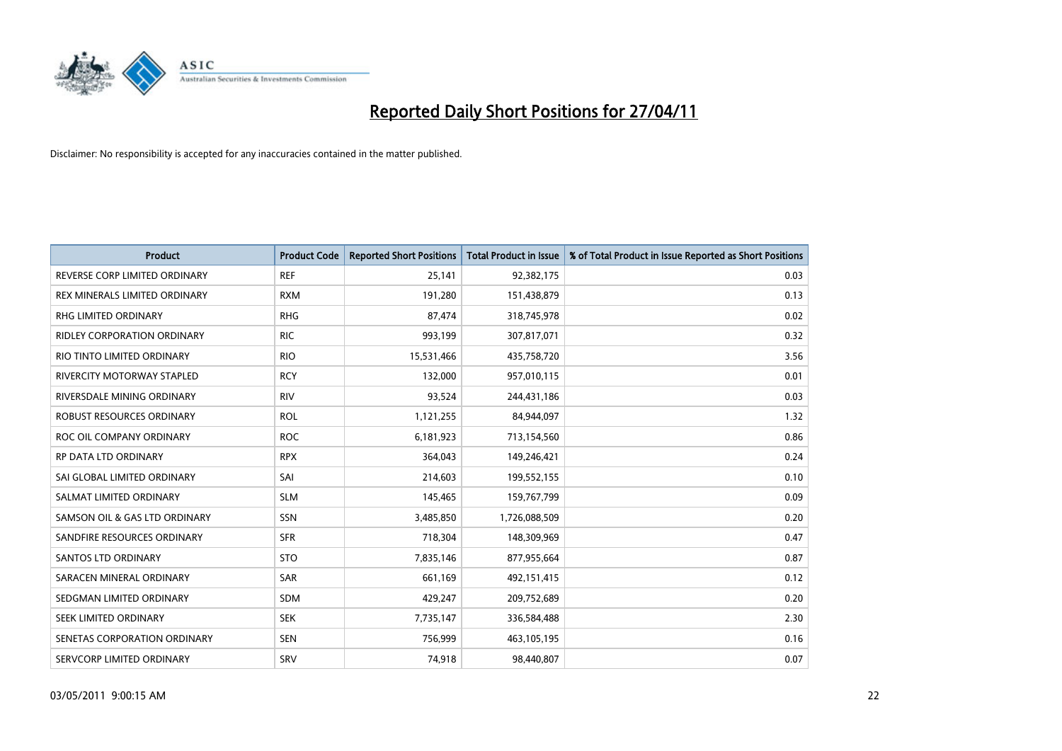# Reported Daily Short Positions for 27/04/11

Disclaimer: No responsibility is accepted for any inaccuracies contained in the matter published.

| Product | Product Code | Reported Short Positions | Total Product in Issue | % of Total Product in Issue Reported as Short Positions |
|---|---|---|---|---|
| REVERSE CORP LIMITED ORDINARY | REF | 25,141 | 92,382,175 | 0.03 |
| REX MINERALS LIMITED ORDINARY | RXM | 191,280 | 151,438,879 | 0.13 |
| RHG LIMITED ORDINARY | RHG | 87,474 | 318,745,978 | 0.02 |
| RIDLEY CORPORATION ORDINARY | RIC | 993,199 | 307,817,071 | 0.32 |
| RIO TINTO LIMITED ORDINARY | RIO | 15,531,466 | 435,758,720 | 3.56 |
| RIVERCITY MOTORWAY STAPLED | RCY | 132,000 | 957,010,115 | 0.01 |
| RIVERSDALE MINING ORDINARY | RIV | 93,524 | 244,431,186 | 0.03 |
| ROBUST RESOURCES ORDINARY | ROL | 1,121,255 | 84,944,097 | 1.32 |
| ROC OIL COMPANY ORDINARY | ROC | 6,181,923 | 713,154,560 | 0.86 |
| RP DATA LTD ORDINARY | RPX | 364,043 | 149,246,421 | 0.24 |
| SAI GLOBAL LIMITED ORDINARY | SAI | 214,603 | 199,552,155 | 0.10 |
| SALMAT LIMITED ORDINARY | SLM | 145,465 | 159,767,799 | 0.09 |
| SAMSON OIL & GAS LTD ORDINARY | SSN | 3,485,850 | 1,726,088,509 | 0.20 |
| SANDFIRE RESOURCES ORDINARY | SFR | 718,304 | 148,309,969 | 0.47 |
| SANTOS LTD ORDINARY | STO | 7,835,146 | 877,955,664 | 0.87 |
| SARACEN MINERAL ORDINARY | SAR | 661,169 | 492,151,415 | 0.12 |
| SEDGMAN LIMITED ORDINARY | SDM | 429,247 | 209,752,689 | 0.20 |
| SEEK LIMITED ORDINARY | SEK | 7,735,147 | 336,584,488 | 2.30 |
| SENETAS CORPORATION ORDINARY | SEN | 756,999 | 463,105,195 | 0.16 |
| SERVCORP LIMITED ORDINARY | SRV | 74,918 | 98,440,807 | 0.07 |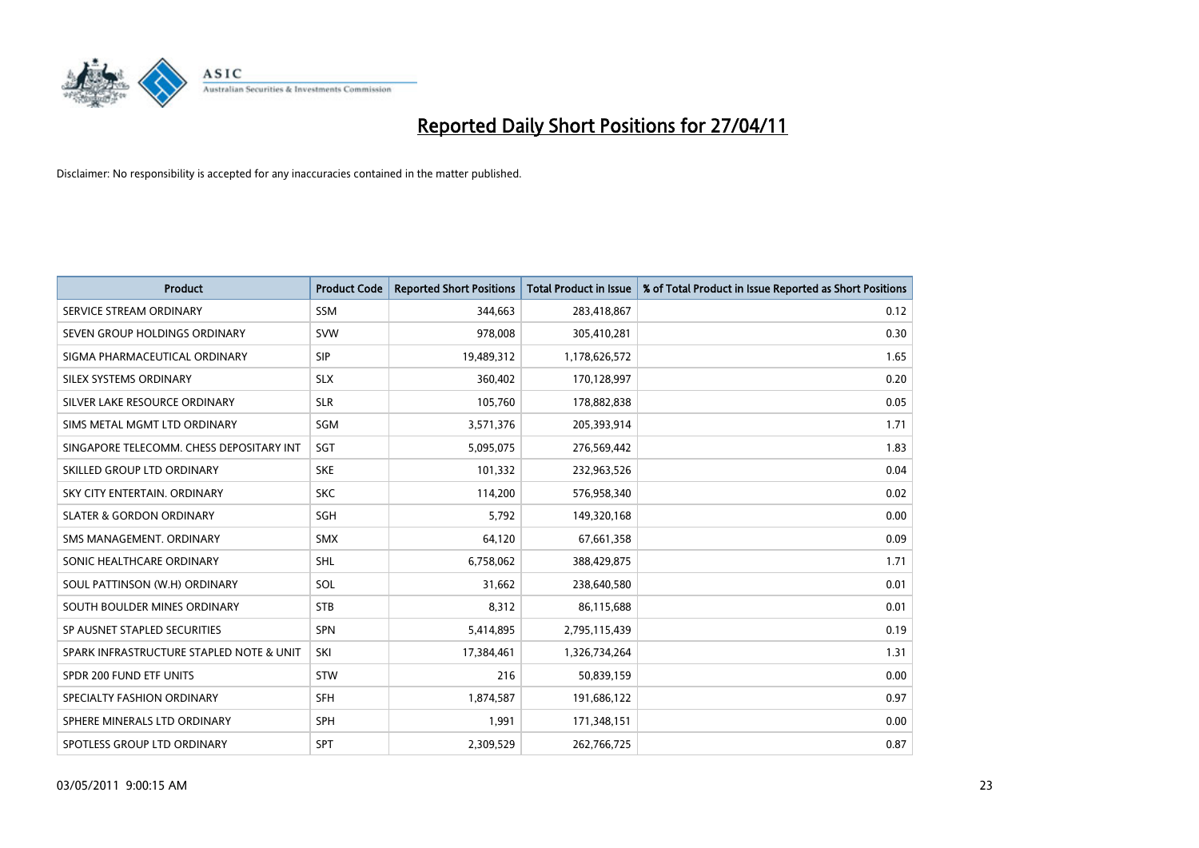# Reported Daily Short Positions for 27/04/11

Disclaimer: No responsibility is accepted for any inaccuracies contained in the matter published.

| Product | Product Code | Reported Short Positions | Total Product in Issue | % of Total Product in Issue Reported as Short Positions |
|---|---|---|---|---|
| SERVICE STREAM ORDINARY | SSM | 344,663 | 283,418,867 | 0.12 |
| SEVEN GROUP HOLDINGS ORDINARY | SVW | 978,008 | 305,410,281 | 0.30 |
| SIGMA PHARMACEUTICAL ORDINARY | SIP | 19,489,312 | 1,178,626,572 | 1.65 |
| SILEX SYSTEMS ORDINARY | SLX | 360,402 | 170,128,997 | 0.20 |
| SILVER LAKE RESOURCE ORDINARY | SLR | 105,760 | 178,882,838 | 0.05 |
| SIMS METAL MGMT LTD ORDINARY | SGM | 3,571,376 | 205,393,914 | 1.71 |
| SINGAPORE TELECOMM. CHESS DEPOSITARY INT | SGT | 5,095,075 | 276,569,442 | 1.83 |
| SKILLED GROUP LTD ORDINARY | SKE | 101,332 | 232,963,526 | 0.04 |
| SKY CITY ENTERTAIN. ORDINARY | SKC | 114,200 | 576,958,340 | 0.02 |
| SLATER & GORDON ORDINARY | SGH | 5,792 | 149,320,168 | 0.00 |
| SMS MANAGEMENT. ORDINARY | SMX | 64,120 | 67,661,358 | 0.09 |
| SONIC HEALTHCARE ORDINARY | SHL | 6,758,062 | 388,429,875 | 1.71 |
| SOUL PATTINSON (W.H) ORDINARY | SOL | 31,662 | 238,640,580 | 0.01 |
| SOUTH BOULDER MINES ORDINARY | STB | 8,312 | 86,115,688 | 0.01 |
| SP AUSNET STAPLED SECURITIES | SPN | 5,414,895 | 2,795,115,439 | 0.19 |
| SPARK INFRASTRUCTURE STAPLED NOTE & UNIT | SKI | 17,384,461 | 1,326,734,264 | 1.31 |
| SPDR 200 FUND ETF UNITS | STW | 216 | 50,839,159 | 0.00 |
| SPECIALTY FASHION ORDINARY | SFH | 1,874,587 | 191,686,122 | 0.97 |
| SPHERE MINERALS LTD ORDINARY | SPH | 1,991 | 171,348,151 | 0.00 |
| SPOTLESS GROUP LTD ORDINARY | SPT | 2,309,529 | 262,766,725 | 0.87 |

03/05/2011 9:00:15 AM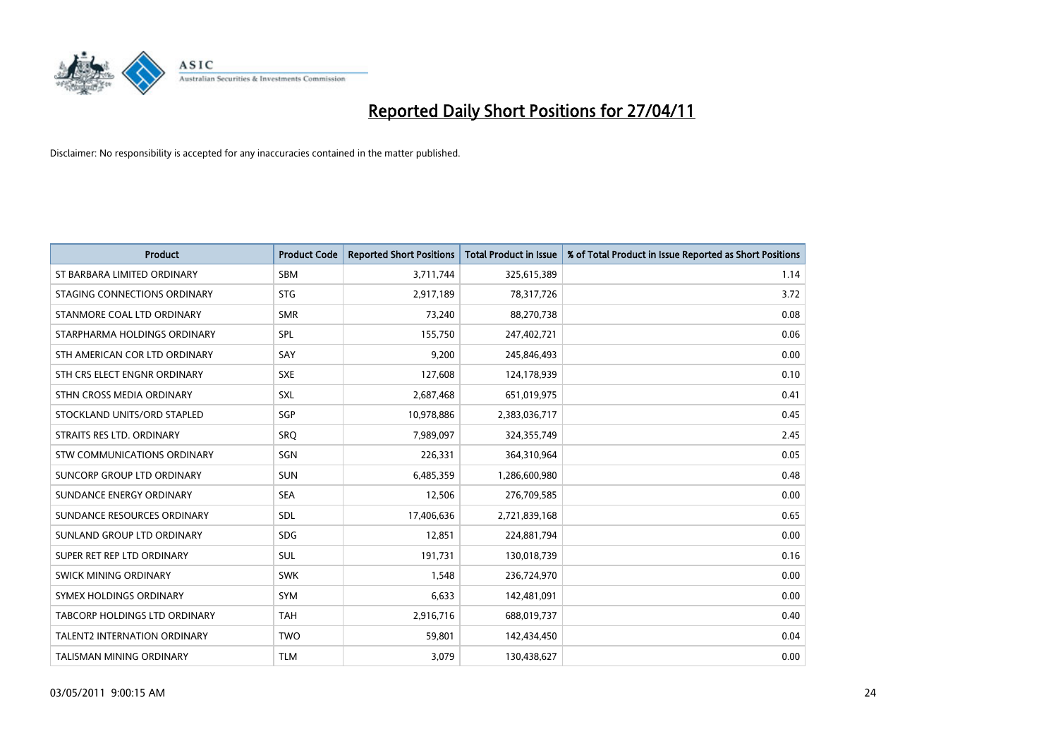# Reported Daily Short Positions for 27/04/11

Disclaimer: No responsibility is accepted for any inaccuracies contained in the matter published.

| Product | Product Code | Reported Short Positions | Total Product in Issue | % of Total Product in Issue Reported as Short Positions |
| --- | --- | --- | --- | --- |
| ST BARBARA LIMITED ORDINARY | SBM | 3,711,744 | 325,615,389 | 1.14 |
| STAGING CONNECTIONS ORDINARY | STG | 2,917,189 | 78,317,726 | 3.72 |
| STANMORE COAL LTD ORDINARY | SMR | 73,240 | 88,270,738 | 0.08 |
| STARPHARMA HOLDINGS ORDINARY | SPL | 155,750 | 247,402,721 | 0.06 |
| STH AMERICAN COR LTD ORDINARY | SAY | 9,200 | 245,846,493 | 0.00 |
| STH CRS ELECT ENGNR ORDINARY | SXE | 127,608 | 124,178,939 | 0.10 |
| STHN CROSS MEDIA ORDINARY | SXL | 2,687,468 | 651,019,975 | 0.41 |
| STOCKLAND UNITS/ORD STAPLED | SGP | 10,978,886 | 2,383,036,717 | 0.45 |
| STRAITS RES LTD. ORDINARY | SRQ | 7,989,097 | 324,355,749 | 2.45 |
| STW COMMUNICATIONS ORDINARY | SGN | 226,331 | 364,310,964 | 0.05 |
| SUNCORP GROUP LTD ORDINARY | SUN | 6,485,359 | 1,286,600,980 | 0.48 |
| SUNDANCE ENERGY ORDINARY | SEA | 12,506 | 276,709,585 | 0.00 |
| SUNDANCE RESOURCES ORDINARY | SDL | 17,406,636 | 2,721,839,168 | 0.65 |
| SUNLAND GROUP LTD ORDINARY | SDG | 12,851 | 224,881,794 | 0.00 |
| SUPER RET REP LTD ORDINARY | SUL | 191,731 | 130,018,739 | 0.16 |
| SWICK MINING ORDINARY | SWK | 1,548 | 236,724,970 | 0.00 |
| SYMEX HOLDINGS ORDINARY | SYM | 6,633 | 142,481,091 | 0.00 |
| TABCORP HOLDINGS LTD ORDINARY | TAH | 2,916,716 | 688,019,737 | 0.40 |
| TALENT2 INTERNATION ORDINARY | TWO | 59,801 | 142,434,450 | 0.04 |
| TALISMAN MINING ORDINARY | TLM | 3,079 | 130,438,627 | 0.00 |

03/05/2011 9:00:15 AM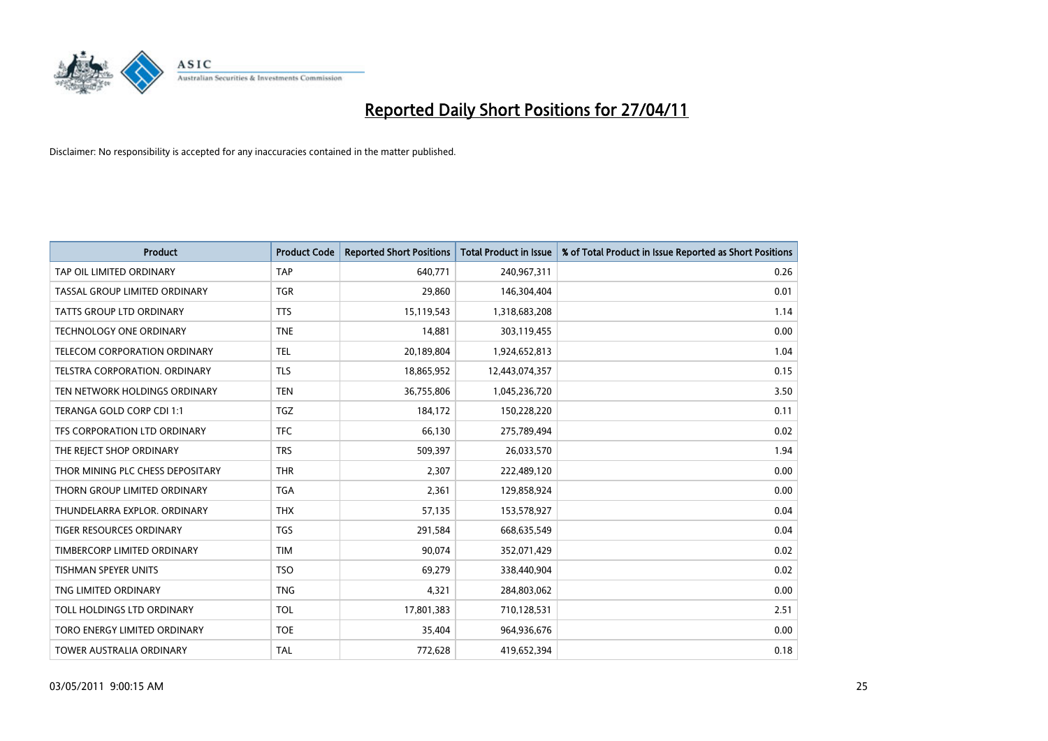# Reported Daily Short Positions for 27/04/11

Disclaimer: No responsibility is accepted for any inaccuracies contained in the matter published.

| Product | Product Code | Reported Short Positions | Total Product in Issue | % of Total Product in Issue Reported as Short Positions |
|---|---|---|---|---|
| TAP OIL LIMITED ORDINARY | TAP | 640,771 | 240,967,311 | 0.26 |
| TASSAL GROUP LIMITED ORDINARY | TGR | 29,860 | 146,304,404 | 0.01 |
| TATTS GROUP LTD ORDINARY | TTS | 15,119,543 | 1,318,683,208 | 1.14 |
| TECHNOLOGY ONE ORDINARY | TNE | 14,881 | 303,119,455 | 0.00 |
| TELECOM CORPORATION ORDINARY | TEL | 20,189,804 | 1,924,652,813 | 1.04 |
| TELSTRA CORPORATION. ORDINARY | TLS | 18,865,952 | 12,443,074,357 | 0.15 |
| TEN NETWORK HOLDINGS ORDINARY | TEN | 36,755,806 | 1,045,236,720 | 3.50 |
| TERANGA GOLD CORP CDI 1:1 | TGZ | 184,172 | 150,228,220 | 0.11 |
| TFS CORPORATION LTD ORDINARY | TFC | 66,130 | 275,789,494 | 0.02 |
| THE REJECT SHOP ORDINARY | TRS | 509,397 | 26,033,570 | 1.94 |
| THOR MINING PLC CHESS DEPOSITARY | THR | 2,307 | 222,489,120 | 0.00 |
| THORN GROUP LIMITED ORDINARY | TGA | 2,361 | 129,858,924 | 0.00 |
| THUNDELARRA EXPLOR. ORDINARY | THX | 57,135 | 153,578,927 | 0.04 |
| TIGER RESOURCES ORDINARY | TGS | 291,584 | 668,635,549 | 0.04 |
| TIMBERCORP LIMITED ORDINARY | TIM | 90,074 | 352,071,429 | 0.02 |
| TISHMAN SPEYER UNITS | TSO | 69,279 | 338,440,904 | 0.02 |
| TNG LIMITED ORDINARY | TNG | 4,321 | 284,803,062 | 0.00 |
| TOLL HOLDINGS LTD ORDINARY | TOL | 17,801,383 | 710,128,531 | 2.51 |
| TORO ENERGY LIMITED ORDINARY | TOE | 35,404 | 964,936,676 | 0.00 |
| TOWER AUSTRALIA ORDINARY | TAL | 772,628 | 419,652,394 | 0.18 |

03/05/2011 9:00:15 AM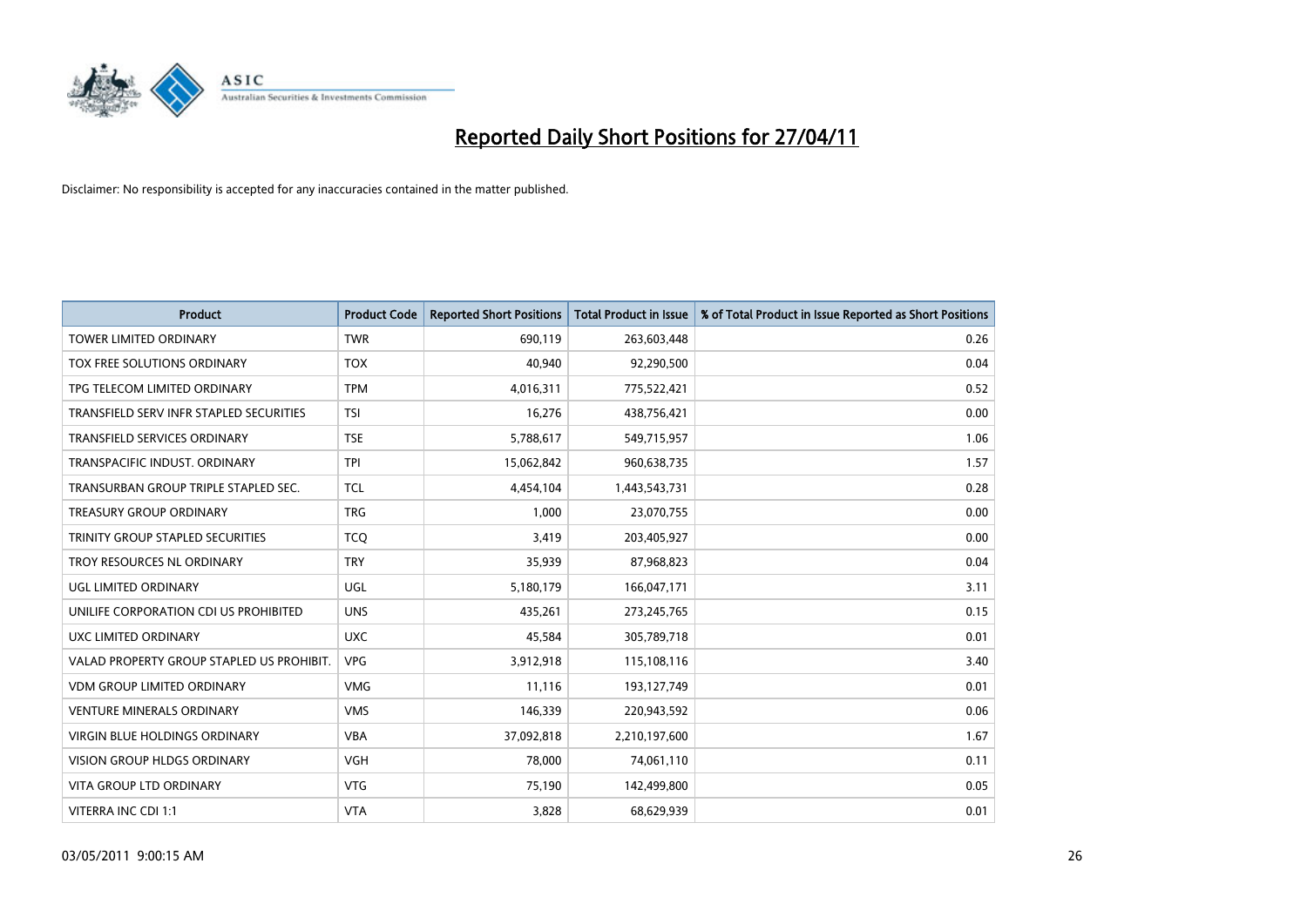# Reported Daily Short Positions for 27/04/11

Disclaimer: No responsibility is accepted for any inaccuracies contained in the matter published.

| Product | Product Code | Reported Short Positions | Total Product in Issue | % of Total Product in Issue Reported as Short Positions |
|---|---|---|---|---|
| TOWER LIMITED ORDINARY | TWR | 690,119 | 263,603,448 | 0.26 |
| TOX FREE SOLUTIONS ORDINARY | TOX | 40,940 | 92,290,500 | 0.04 |
| TPG TELECOM LIMITED ORDINARY | TPM | 4,016,311 | 775,522,421 | 0.52 |
| TRANSFIELD SERV INFR STAPLED SECURITIES | TSI | 16,276 | 438,756,421 | 0.00 |
| TRANSFIELD SERVICES ORDINARY | TSE | 5,788,617 | 549,715,957 | 1.06 |
| TRANSPACIFIC INDUST. ORDINARY | TPI | 15,062,842 | 960,638,735 | 1.57 |
| TRANSURBAN GROUP TRIPLE STAPLED SEC. | TCL | 4,454,104 | 1,443,543,731 | 0.28 |
| TREASURY GROUP ORDINARY | TRG | 1,000 | 23,070,755 | 0.00 |
| TRINITY GROUP STAPLED SECURITIES | TCQ | 3,419 | 203,405,927 | 0.00 |
| TROY RESOURCES NL ORDINARY | TRY | 35,939 | 87,968,823 | 0.04 |
| UGL LIMITED ORDINARY | UGL | 5,180,179 | 166,047,171 | 3.11 |
| UNILIFE CORPORATION CDI US PROHIBITED | UNS | 435,261 | 273,245,765 | 0.15 |
| UXC LIMITED ORDINARY | UXC | 45,584 | 305,789,718 | 0.01 |
| VALAD PROPERTY GROUP STAPLED US PROHIBIT. | VPG | 3,912,918 | 115,108,116 | 3.40 |
| VDM GROUP LIMITED ORDINARY | VMG | 11,116 | 193,127,749 | 0.01 |
| VENTURE MINERALS ORDINARY | VMS | 146,339 | 220,943,592 | 0.06 |
| VIRGIN BLUE HOLDINGS ORDINARY | VBA | 37,092,818 | 2,210,197,600 | 1.67 |
| VISION GROUP HLDGS ORDINARY | VGH | 78,000 | 74,061,110 | 0.11 |
| VITA GROUP LTD ORDINARY | VTG | 75,190 | 142,499,800 | 0.05 |
| VITERRA INC CDI 1:1 | VTA | 3,828 | 68,629,939 | 0.01 |

03/05/2011 9:00:15 AM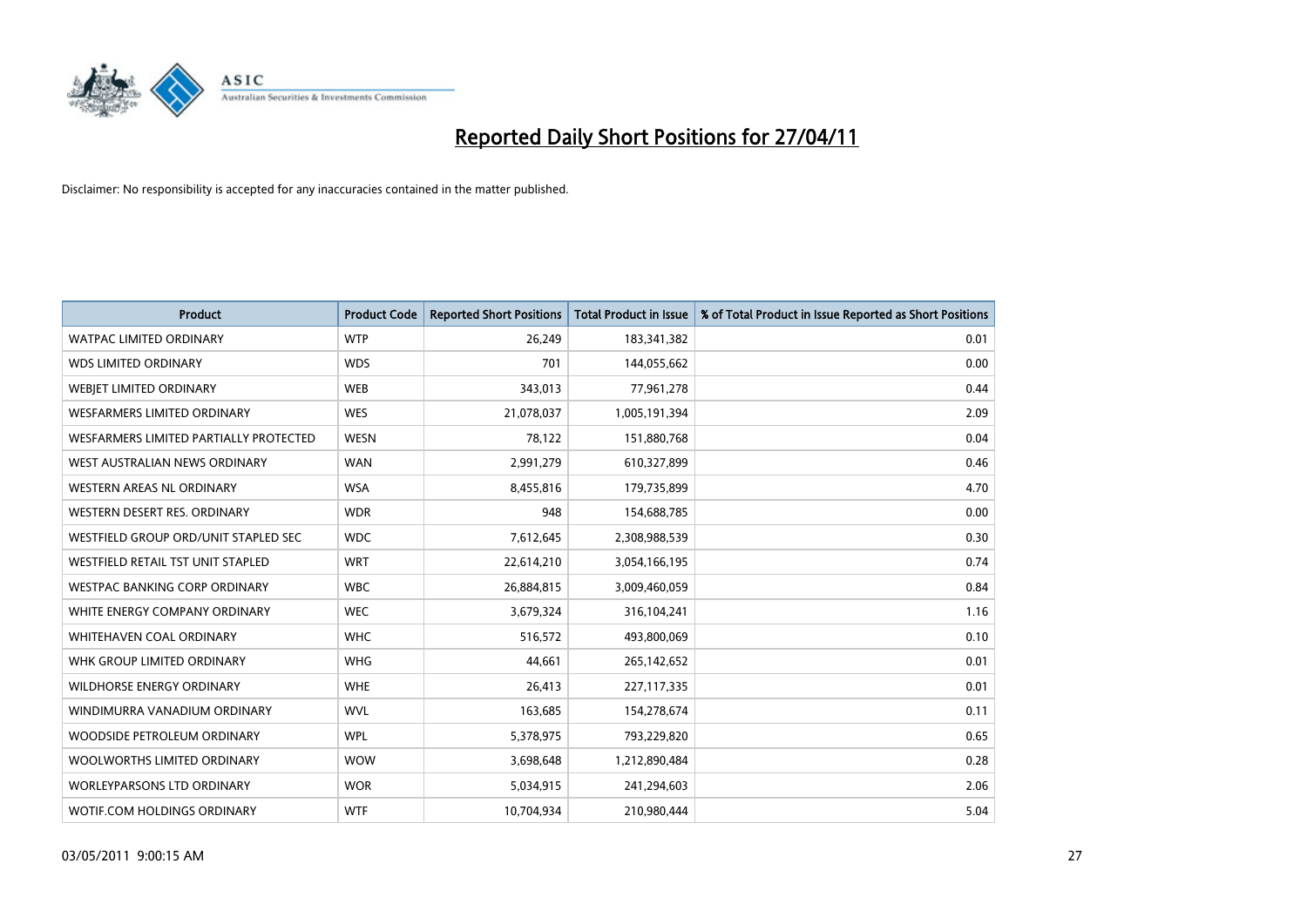# Reported Daily Short Positions for 27/04/11

Disclaimer: No responsibility is accepted for any inaccuracies contained in the matter published.

| Product | Product Code | Reported Short Positions | Total Product in Issue | % of Total Product in Issue Reported as Short Positions |
|---|---|---|---|---|
| WATPAC LIMITED ORDINARY | WTP | 26,249 | 183,341,382 | 0.01 |
| WDS LIMITED ORDINARY | WDS | 701 | 144,055,662 | 0.00 |
| WEBJET LIMITED ORDINARY | WEB | 343,013 | 77,961,278 | 0.44 |
| WESFARMERS LIMITED ORDINARY | WES | 21,078,037 | 1,005,191,394 | 2.09 |
| WESFARMERS LIMITED PARTIALLY PROTECTED | WESN | 78,122 | 151,880,768 | 0.04 |
| WEST AUSTRALIAN NEWS ORDINARY | WAN | 2,991,279 | 610,327,899 | 0.46 |
| WESTERN AREAS NL ORDINARY | WSA | 8,455,816 | 179,735,899 | 4.70 |
| WESTERN DESERT RES. ORDINARY | WDR | 948 | 154,688,785 | 0.00 |
| WESTFIELD GROUP ORD/UNIT STAPLED SEC | WDC | 7,612,645 | 2,308,988,539 | 0.30 |
| WESTFIELD RETAIL TST UNIT STAPLED | WRT | 22,614,210 | 3,054,166,195 | 0.74 |
| WESTPAC BANKING CORP ORDINARY | WBC | 26,884,815 | 3,009,460,059 | 0.84 |
| WHITE ENERGY COMPANY ORDINARY | WEC | 3,679,324 | 316,104,241 | 1.16 |
| WHITEHAVEN COAL ORDINARY | WHC | 516,572 | 493,800,069 | 0.10 |
| WHK GROUP LIMITED ORDINARY | WHG | 44,661 | 265,142,652 | 0.01 |
| WILDHORSE ENERGY ORDINARY | WHE | 26,413 | 227,117,335 | 0.01 |
| WINDIMURRA VANADIUM ORDINARY | WVL | 163,685 | 154,278,674 | 0.11 |
| WOODSIDE PETROLEUM ORDINARY | WPL | 5,378,975 | 793,229,820 | 0.65 |
| WOOLWORTHS LIMITED ORDINARY | WOW | 3,698,648 | 1,212,890,484 | 0.28 |
| WORLEYPARSONS LTD ORDINARY | WOR | 5,034,915 | 241,294,603 | 2.06 |
| WOTIF.COM HOLDINGS ORDINARY | WTF | 10,704,934 | 210,980,444 | 5.04 |

03/05/2011 9:00:15 AM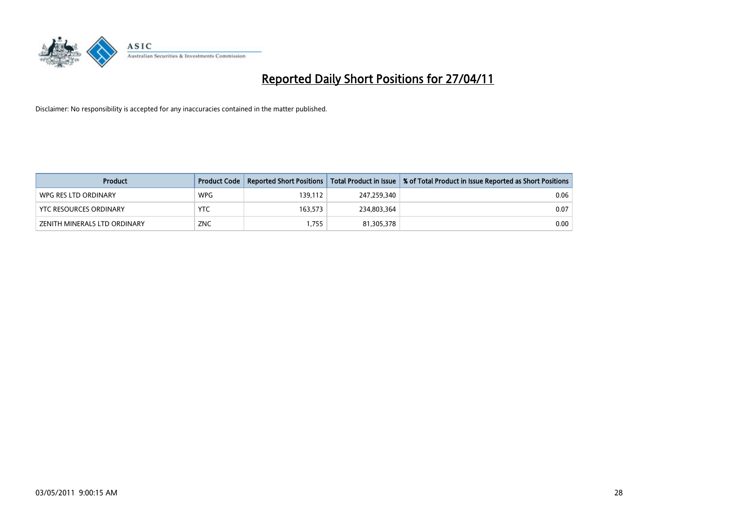# Reported Daily Short Positions for 27/04/11

Disclaimer: No responsibility is accepted for any inaccuracies contained in the matter published.

| Product | Product Code | Reported Short Positions | Total Product in Issue | % of Total Product in Issue Reported as Short Positions |
|---|---|---|---|---|
| WPG RES LTD ORDINARY | WPG | 139,112 | 247,259,340 | 0.06 |
| YTC RESOURCES ORDINARY | YTC | 163,573 | 234,803,364 | 0.07 |
| ZENITH MINERALS LTD ORDINARY | ZNC | 1,755 | 81,305,378 | 0.00 |

03/05/2011 9:00:15 AM